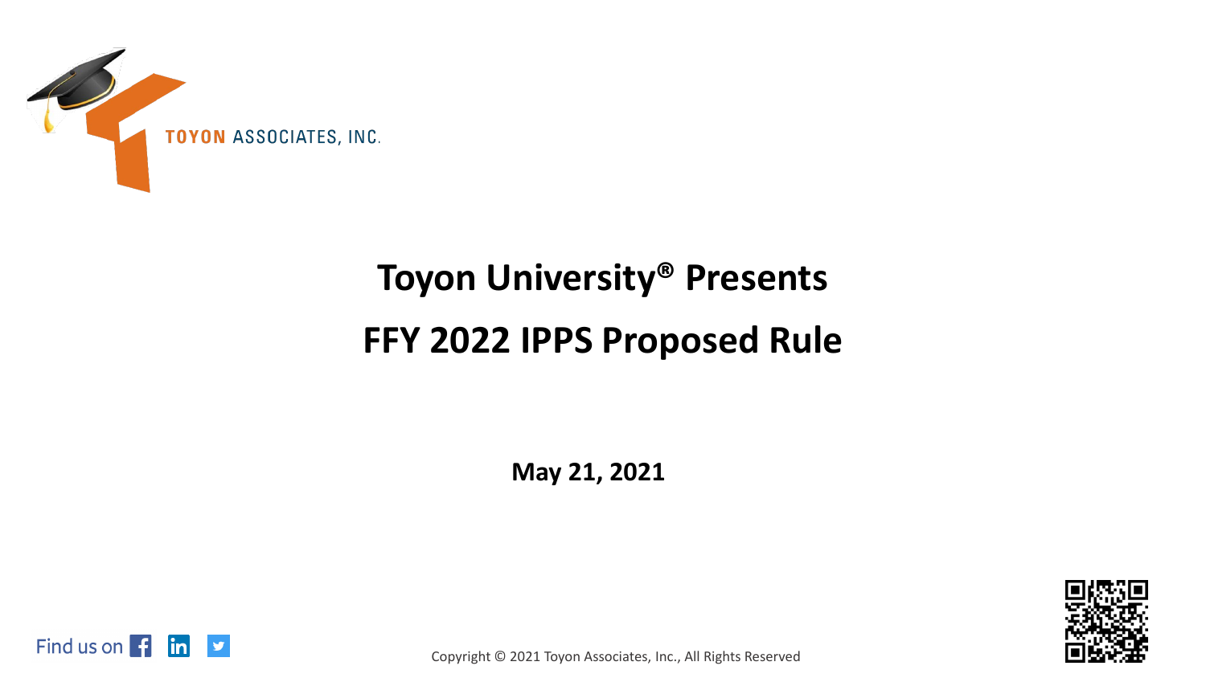TOYON ASSOCIATES, INC.

# Toyon University® Presents

# FFY 2022 IPPS Proposed Rule

**May 21, 2021**

Find us on

Copyright © 2021 Toyon Associates, Inc., All Rights Reserved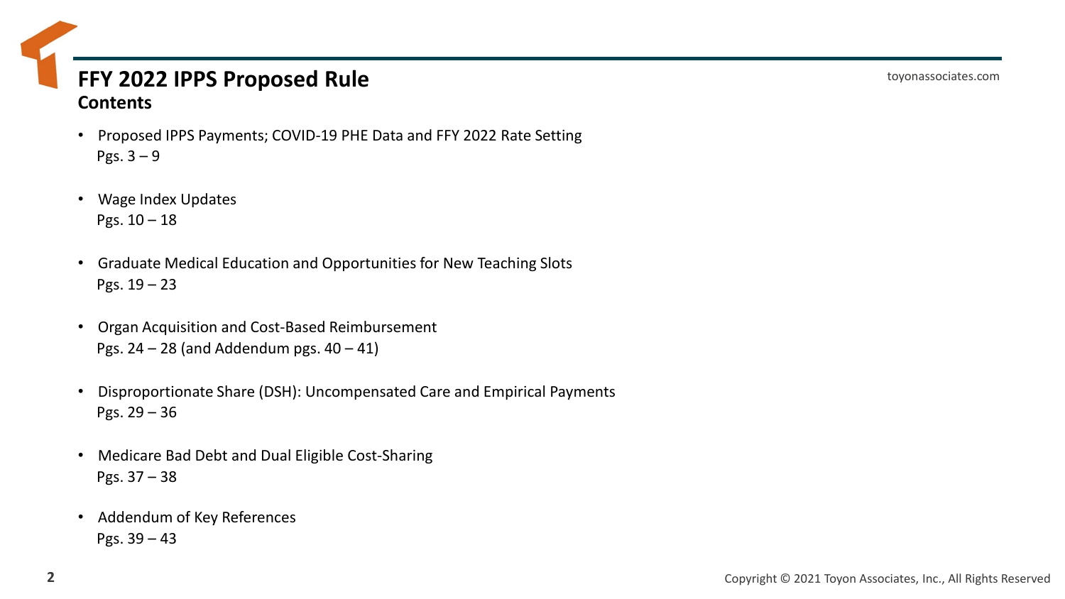# FFY 2022 IPPS Proposed Rule

## Contents

- Proposed IPPS Payments; COVID-19 PHE Data and FFY 2022 Rate Setting
  Pgs. 3 – 9
- Wage Index Updates
  Pgs. 10 – 18
- Graduate Medical Education and Opportunities for New Teaching Slots
  Pgs. 19 – 23
- Organ Acquisition and Cost-Based Reimbursement
  Pgs. 24 – 28 (and Addendum pgs. 40 – 41)
- Disproportionate Share (DSH): Uncompensated Care and Empirical Payments
  Pgs. 29 – 36
- Medicare Bad Debt and Dual Eligible Cost-Sharing
  Pgs. 37 – 38
- Addendum of Key References
  Pgs. 39 – 43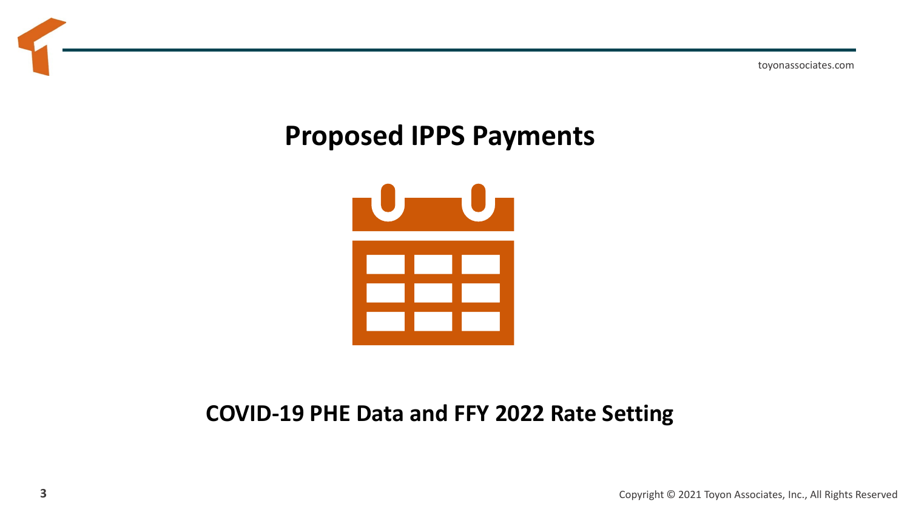# Proposed IPPS Payments

## COVID-19 PHE Data and FFY 2022 Rate Setting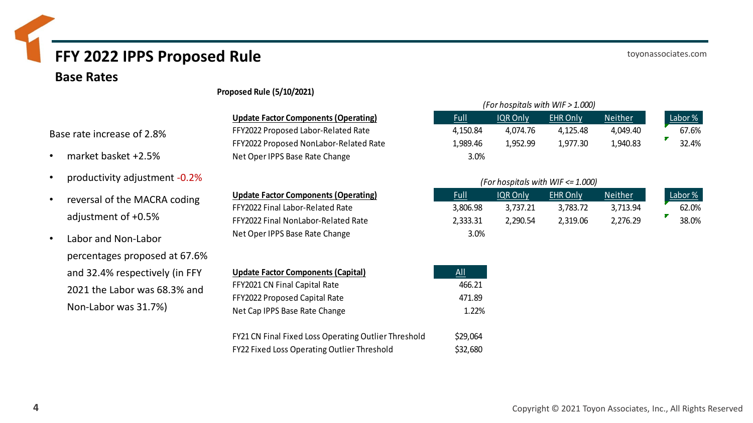# FFY 2022 IPPS Proposed Rule

## Base Rates

Base rate increase of 2.8%

- market basket +2.5%
- productivity adjustment -0.2%
- reversal of the MACRA coding adjustment of +0.5%
- Labor and Non-Labor percentages proposed at 67.6% and 32.4% respectively (in FFY 2021 the Labor was 68.3% and Non-Labor was 31.7%)

**Proposed Rule (5/10/2021)**

*(For hospitals with WIF > 1.000)*

| Update Factor Components (Operating) | Full | IQR Only | EHR Only | Neither | Labor % |
|---|---|---|---|---|---|
| FFY2022 Proposed Labor-Related Rate | 4,150.84 | 4,074.76 | 4,125.48 | 4,049.40 | 67.6% |
| FFY2022 Proposed NonLabor-Related Rate | 1,989.46 | 1,952.99 | 1,977.30 | 1,940.83 | 32.4% |
| Net Oper IPPS Base Rate Change | 3.0% | | | | |

*(For hospitals with WIF <= 1.000)*

| Update Factor Components (Operating) | Full | IQR Only | EHR Only | Neither | Labor % |
|---|---|---|---|---|---|
| FFY2022 Final Labor-Related Rate | 3,806.98 | 3,737.21 | 3,783.72 | 3,713.94 | 62.0% |
| FFY2022 Final NonLabor-Related Rate | 2,333.31 | 2,290.54 | 2,319.06 | 2,276.29 | 38.0% |
| Net Oper IPPS Base Rate Change | 3.0% | | | | |

| Update Factor Components (Capital) | All |
|---|---|
| FFY2021 CN Final Capital Rate | 466.21 |
| FFY2022 Proposed Capital Rate | 471.89 |
| Net Cap IPPS Base Rate Change | 1.22% |

| | |
|---|---|
| FY21 CN Final Fixed Loss Operating Outlier Threshold | $29,064 |
| FY22 Fixed Loss Operating Outlier Threshold | $32,680 |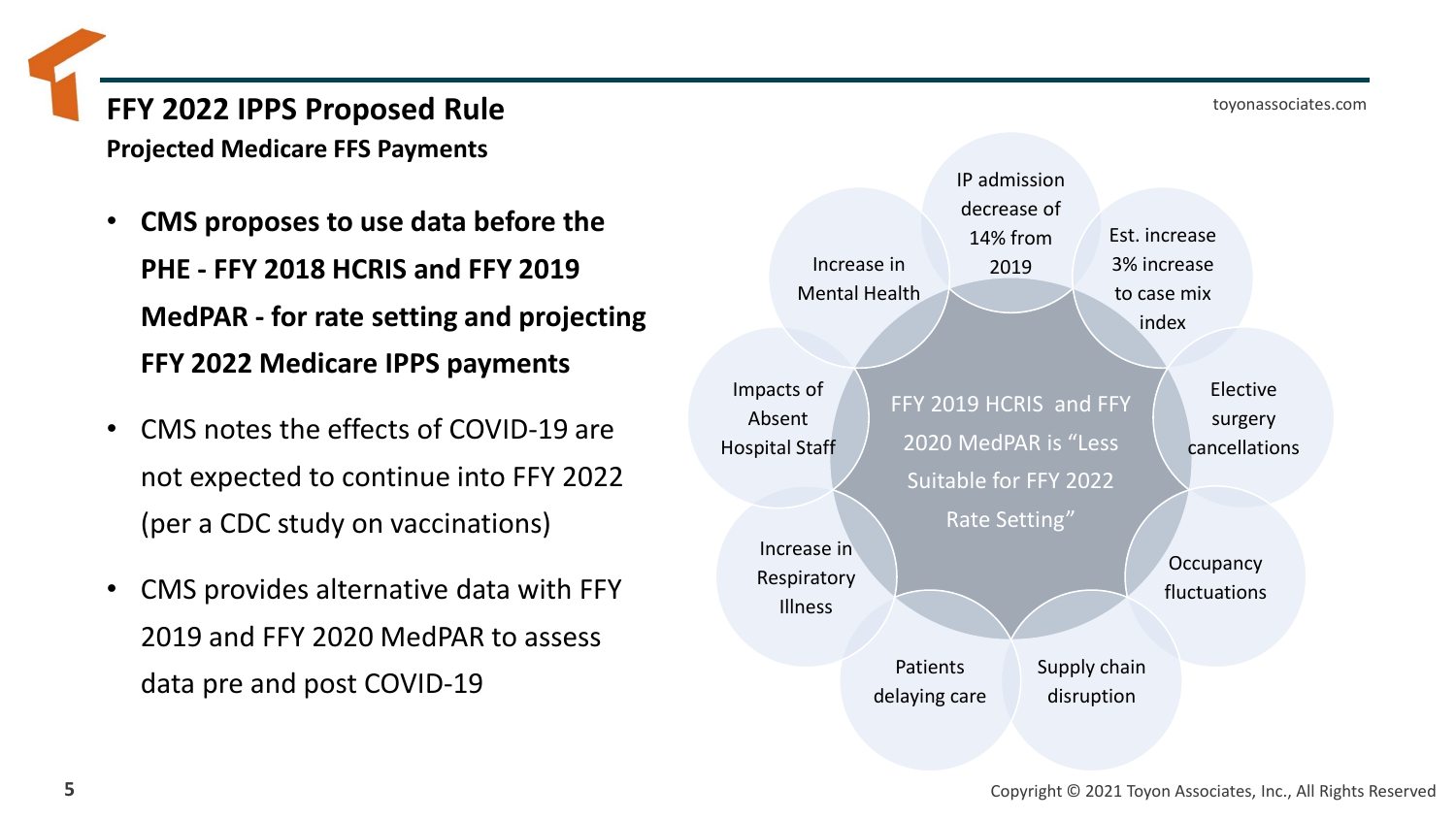# FFY 2022 IPPS Proposed Rule

**Projected Medicare FFS Payments**

- **CMS proposes to use data before the PHE - FFY 2018 HCRIS and FFY 2019 MedPAR - for rate setting and projecting FFY 2022 Medicare IPPS payments**
- CMS notes the effects of COVID-19 are not expected to continue into FFY 2022 (per a CDC study on vaccinations)
- CMS provides alternative data with FFY 2019 and FFY 2020 MedPAR to assess data pre and post COVID-19

FFY 2019 HCRIS and FFY 2020 MedPAR is "Less Suitable for FFY 2022 Rate Setting"

- IP admission decrease of 14% from 2019
- Est. increase 3% increase to case mix index
- Elective surgery cancellations
- Occupancy fluctuations
- Supply chain disruption
- Patients delaying care
- Increase in Respiratory Illness
- Impacts of Absent Hospital Staff
- Increase in Mental Health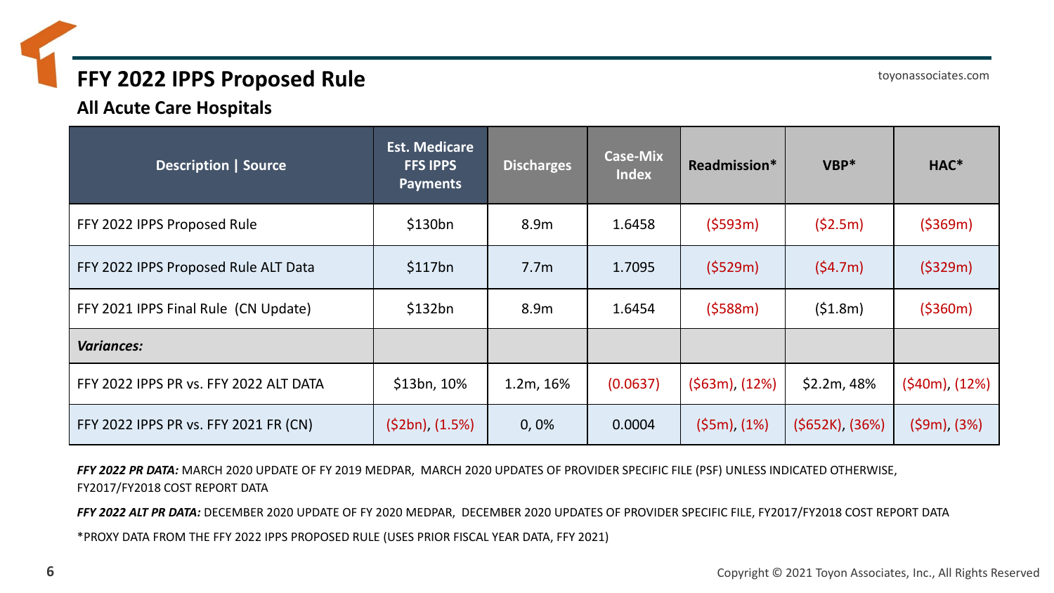# FFY 2022 IPPS Proposed Rule

## All Acute Care Hospitals

| Description \| Source | Est. Medicare FFS IPPS Payments | Discharges | Case-Mix Index | Readmission* | VBP* | HAC* |
|---|---|---|---|---|---|---|
| FFY 2022 IPPS Proposed Rule | $130bn | 8.9m | 1.6458 | ($593m) | ($2.5m) | ($369m) |
| FFY 2022 IPPS Proposed Rule ALT Data | $117bn | 7.7m | 1.7095 | ($529m) | ($4.7m) | ($329m) |
| FFY 2021 IPPS Final Rule (CN Update) | $132bn | 8.9m | 1.6454 | ($588m) | ($1.8m) | ($360m) |
| ***Variances:*** | | | | | | |
| FFY 2022 IPPS PR vs. FFY 2022 ALT DATA | $13bn, 10% | 1.2m, 16% | (0.0637) | ($63m), (12%) | $2.2m, 48% | ($40m), (12%) |
| FFY 2022 IPPS PR vs. FFY 2021 FR (CN) | ($2bn), (1.5%) | 0, 0% | 0.0004 | ($5m), (1%) | ($652K), (36%) | ($9m), (3%) |

***FFY 2022 PR DATA:*** MARCH 2020 UPDATE OF FY 2019 MEDPAR, MARCH 2020 UPDATES OF PROVIDER SPECIFIC FILE (PSF) UNLESS INDICATED OTHERWISE, FY2017/FY2018 COST REPORT DATA

***FFY 2022 ALT PR DATA:*** DECEMBER 2020 UPDATE OF FY 2020 MEDPAR, DECEMBER 2020 UPDATES OF PROVIDER SPECIFIC FILE, FY2017/FY2018 COST REPORT DATA

*PROXY DATA FROM THE FFY 2022 IPPS PROPOSED RULE (USES PRIOR FISCAL YEAR DATA, FFY 2021)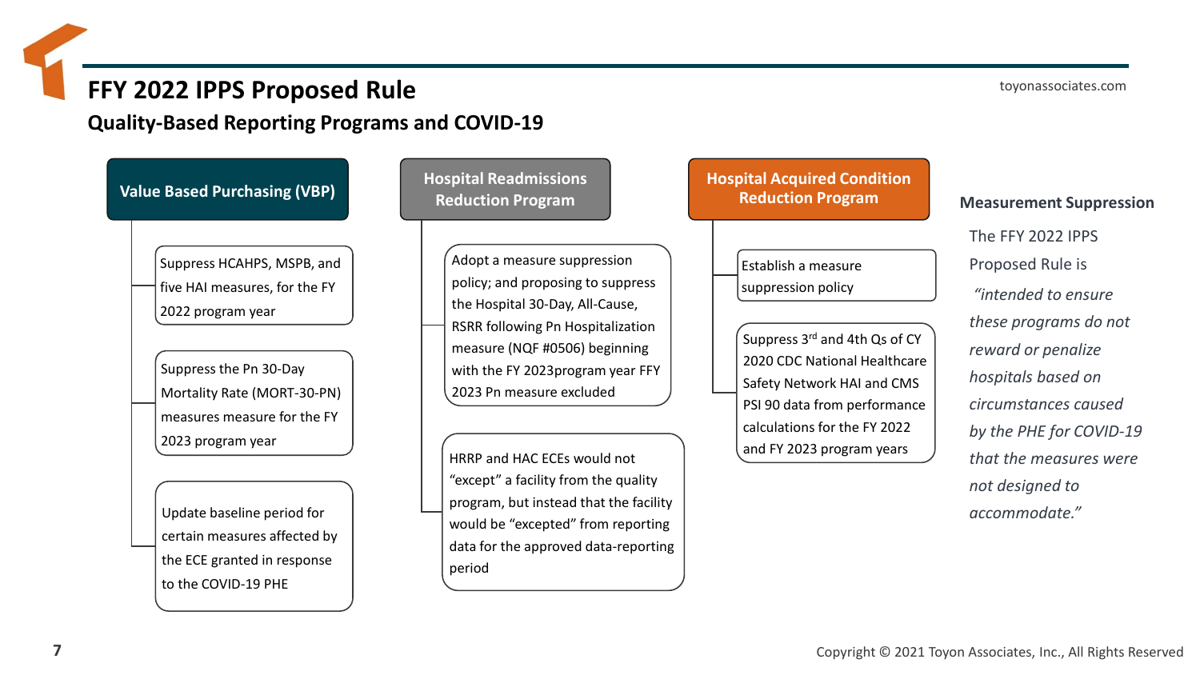# FFY 2022 IPPS Proposed Rule

## Quality-Based Reporting Programs and COVID-19

### Value Based Purchasing (VBP)

- Suppress HCAHPS, MSPB, and five HAI measures, for the FY 2022 program year
- Suppress the Pn 30-Day Mortality Rate (MORT-30-PN) measures measure for the FY 2023 program year
- Update baseline period for certain measures affected by the ECE granted in response to the COVID-19 PHE

### Hospital Readmissions Reduction Program

- Adopt a measure suppression policy; and proposing to suppress the Hospital 30-Day, All-Cause, RSRR following Pn Hospitalization measure (NQF #0506) beginning with the FY 2023program year FFY 2023 Pn measure excluded
- HRRP and HAC ECEs would not "except" a facility from the quality program, but instead that the facility would be "excepted" from reporting data for the approved data-reporting period

### Hospital Acquired Condition Reduction Program

- Establish a measure suppression policy
- Suppress 3rd and 4th Qs of CY 2020 CDC National Healthcare Safety Network HAI and CMS PSI 90 data from performance calculations for the FY 2022 and FY 2023 program years

### Measurement Suppression

The FFY 2022 IPPS Proposed Rule is *"intended to ensure these programs do not reward or penalize hospitals based on circumstances caused by the PHE for COVID-19 that the measures were not designed to accommodate."*

toyonassociates.com

Copyright © 2021 Toyon Associates, Inc., All Rights Reserved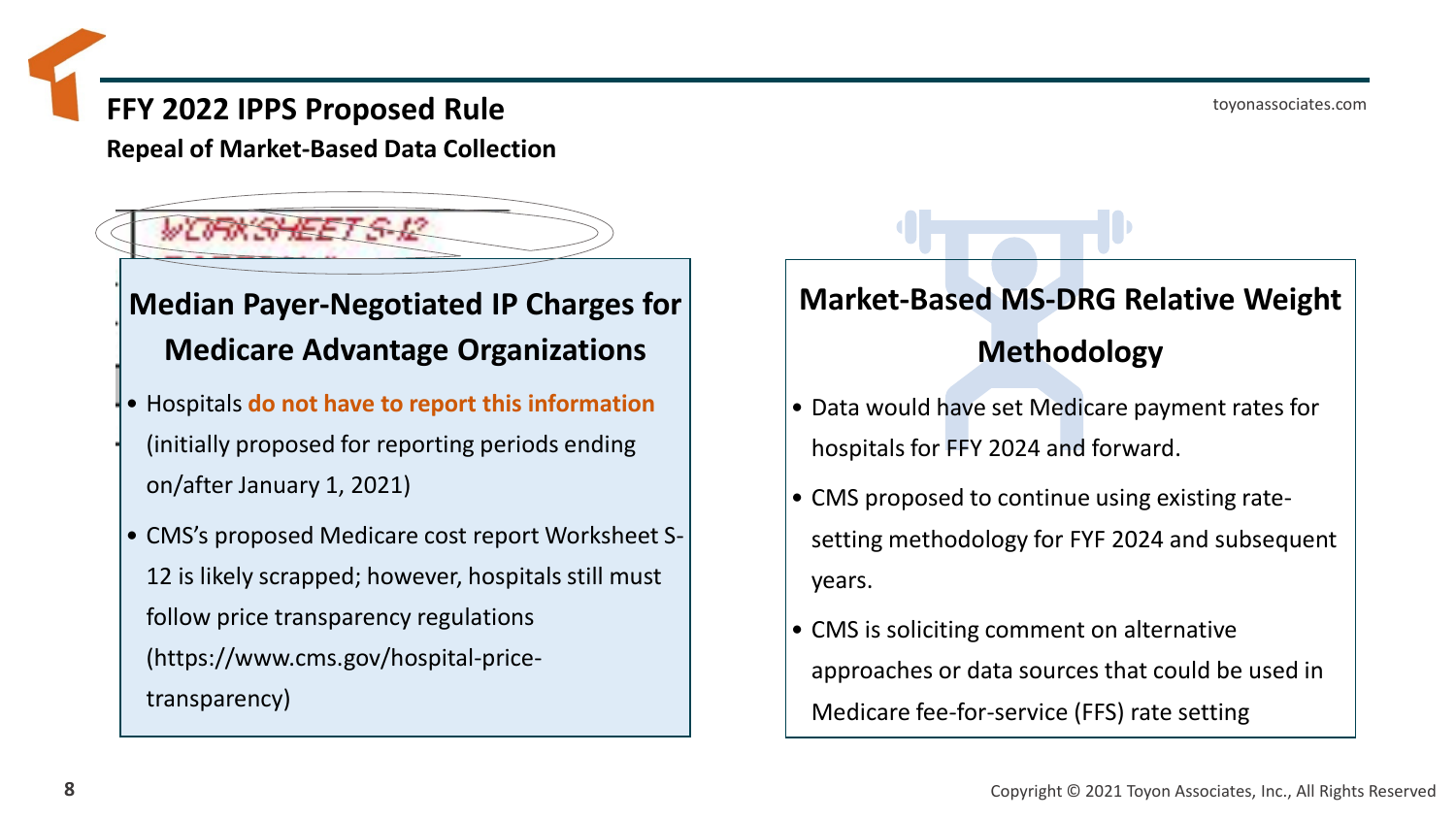# FFY 2022 IPPS Proposed Rule

## Repeal of Market-Based Data Collection

WORKSHEET S-12

### Median Payer-Negotiated IP Charges for Medicare Advantage Organizations

- Hospitals **do not have to report this information** (initially proposed for reporting periods ending on/after January 1, 2021)
- CMS's proposed Medicare cost report Worksheet S-12 is likely scrapped; however, hospitals still must follow price transparency regulations (https://www.cms.gov/hospital-price-transparency)

### Market-Based MS-DRG Relative Weight Methodology

- Data would have set Medicare payment rates for hospitals for FFY 2024 and forward.
- CMS proposed to continue using existing rate-setting methodology for FYF 2024 and subsequent years.
- CMS is soliciting comment on alternative approaches or data sources that could be used in Medicare fee-for-service (FFS) rate setting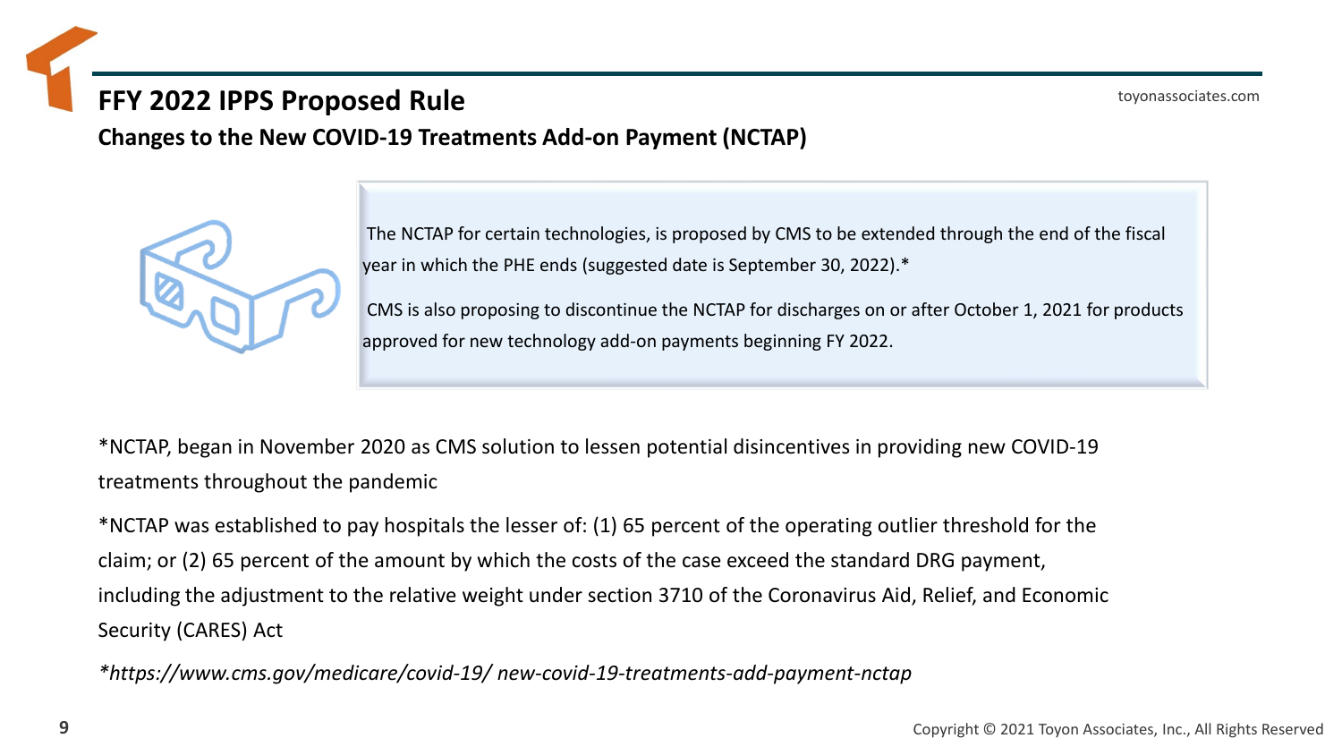# FFY 2022 IPPS Proposed Rule

## Changes to the New COVID-19 Treatments Add-on Payment (NCTAP)

The NCTAP for certain technologies, is proposed by CMS to be extended through the end of the fiscal year in which the PHE ends (suggested date is September 30, 2022).*

CMS is also proposing to discontinue the NCTAP for discharges on or after October 1, 2021 for products approved for new technology add-on payments beginning FY 2022.

*NCTAP, began in November 2020 as CMS solution to lessen potential disincentives in providing new COVID-19 treatments throughout the pandemic

*NCTAP was established to pay hospitals the lesser of: (1) 65 percent of the operating outlier threshold for the claim; or (2) 65 percent of the amount by which the costs of the case exceed the standard DRG payment, including the adjustment to the relative weight under section 3710 of the Coronavirus Aid, Relief, and Economic Security (CARES) Act

*\*https://www.cms.gov/medicare/covid-19/ new-covid-19-treatments-add-payment-nctap*

Copyright © 2021 Toyon Associates, Inc., All Rights Reserved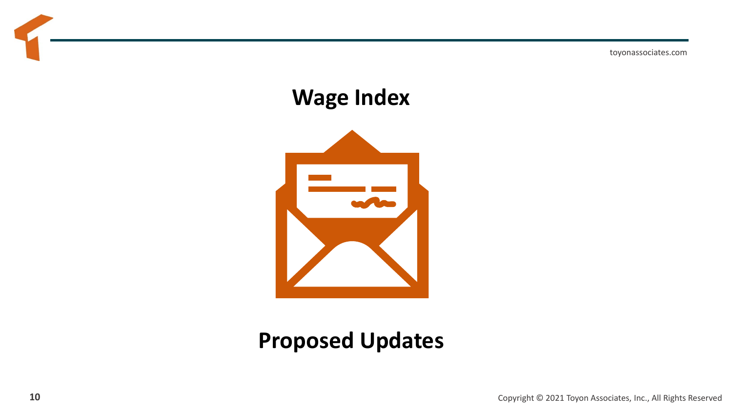# Wage Index

# Proposed Updates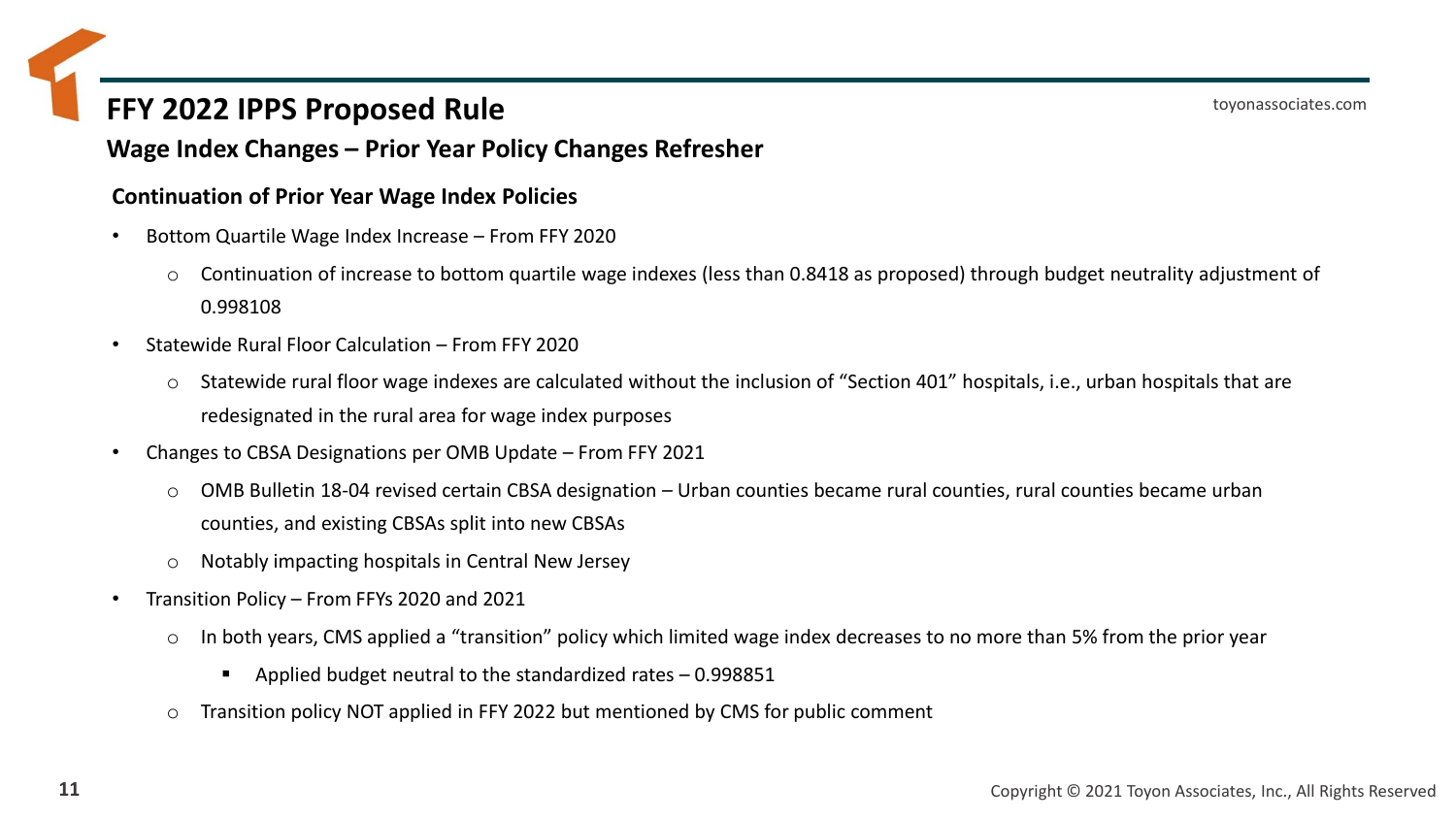# FFY 2022 IPPS Proposed Rule

## Wage Index Changes – Prior Year Policy Changes Refresher

### Continuation of Prior Year Wage Index Policies

- Bottom Quartile Wage Index Increase – From FFY 2020
  - Continuation of increase to bottom quartile wage indexes (less than 0.8418 as proposed) through budget neutrality adjustment of 0.998108
- Statewide Rural Floor Calculation – From FFY 2020
  - Statewide rural floor wage indexes are calculated without the inclusion of "Section 401" hospitals, i.e., urban hospitals that are redesignated in the rural area for wage index purposes
- Changes to CBSA Designations per OMB Update – From FFY 2021
  - OMB Bulletin 18-04 revised certain CBSA designation – Urban counties became rural counties, rural counties became urban counties, and existing CBSAs split into new CBSAs
  - Notably impacting hospitals in Central New Jersey
- Transition Policy – From FFYs 2020 and 2021
  - In both years, CMS applied a "transition" policy which limited wage index decreases to no more than 5% from the prior year
    - Applied budget neutral to the standardized rates – 0.998851
  - Transition policy NOT applied in FFY 2022 but mentioned by CMS for public comment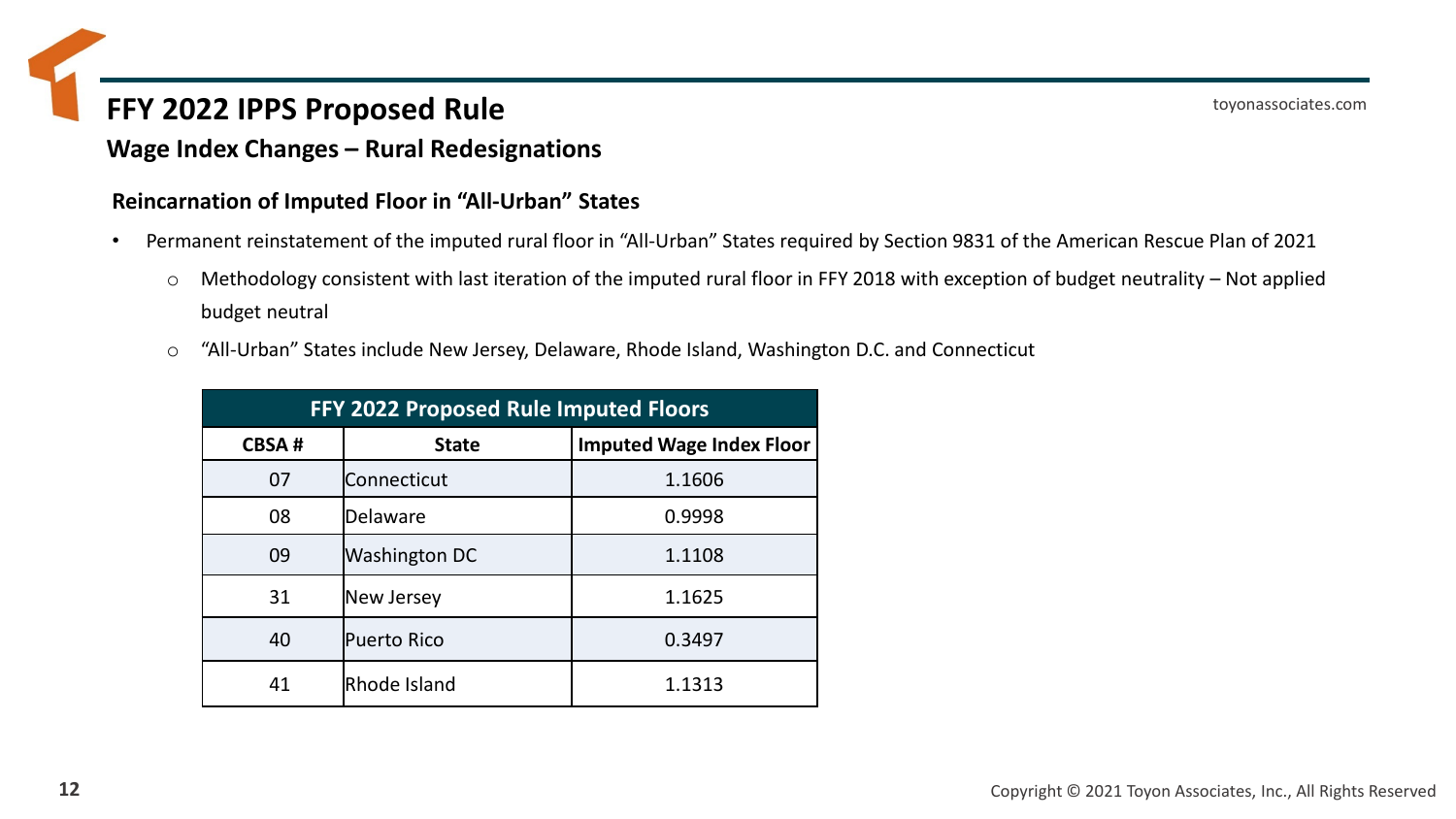# FFY 2022 IPPS Proposed Rule

## Wage Index Changes – Rural Redesignations

### Reincarnation of Imputed Floor in "All-Urban" States

- Permanent reinstatement of the imputed rural floor in "All-Urban" States required by Section 9831 of the American Rescue Plan of 2021
  - Methodology consistent with last iteration of the imputed rural floor in FFY 2018 with exception of budget neutrality – Not applied budget neutral
  - "All-Urban" States include New Jersey, Delaware, Rhode Island, Washington D.C. and Connecticut

| FFY 2022 Proposed Rule Imputed Floors | | |
|---|---|---|
| CBSA # | State | Imputed Wage Index Floor |
| 07 | Connecticut | 1.1606 |
| 08 | Delaware | 0.9998 |
| 09 | Washington DC | 1.1108 |
| 31 | New Jersey | 1.1625 |
| 40 | Puerto Rico | 0.3497 |
| 41 | Rhode Island | 1.1313 |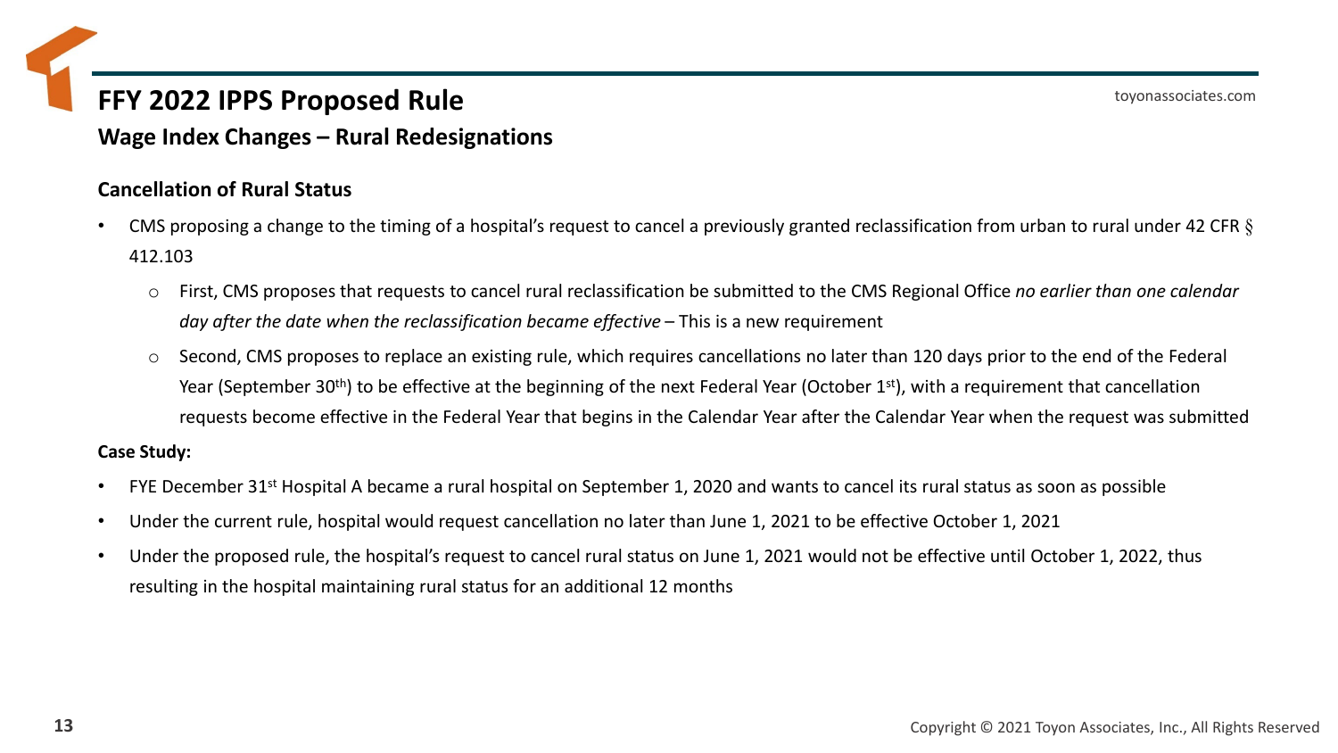# FFY 2022 IPPS Proposed Rule

## Wage Index Changes – Rural Redesignations

### Cancellation of Rural Status

- CMS proposing a change to the timing of a hospital's request to cancel a previously granted reclassification from urban to rural under 42 CFR § 412.103
  - First, CMS proposes that requests to cancel rural reclassification be submitted to the CMS Regional Office *no earlier than one calendar day after the date when the reclassification became effective* – This is a new requirement
  - Second, CMS proposes to replace an existing rule, which requires cancellations no later than 120 days prior to the end of the Federal Year (September 30th) to be effective at the beginning of the next Federal Year (October 1st), with a requirement that cancellation requests become effective in the Federal Year that begins in the Calendar Year after the Calendar Year when the request was submitted

**Case Study:**

- FYE December 31st Hospital A became a rural hospital on September 1, 2020 and wants to cancel its rural status as soon as possible
- Under the current rule, hospital would request cancellation no later than June 1, 2021 to be effective October 1, 2021
- Under the proposed rule, the hospital's request to cancel rural status on June 1, 2021 would not be effective until October 1, 2022, thus resulting in the hospital maintaining rural status for an additional 12 months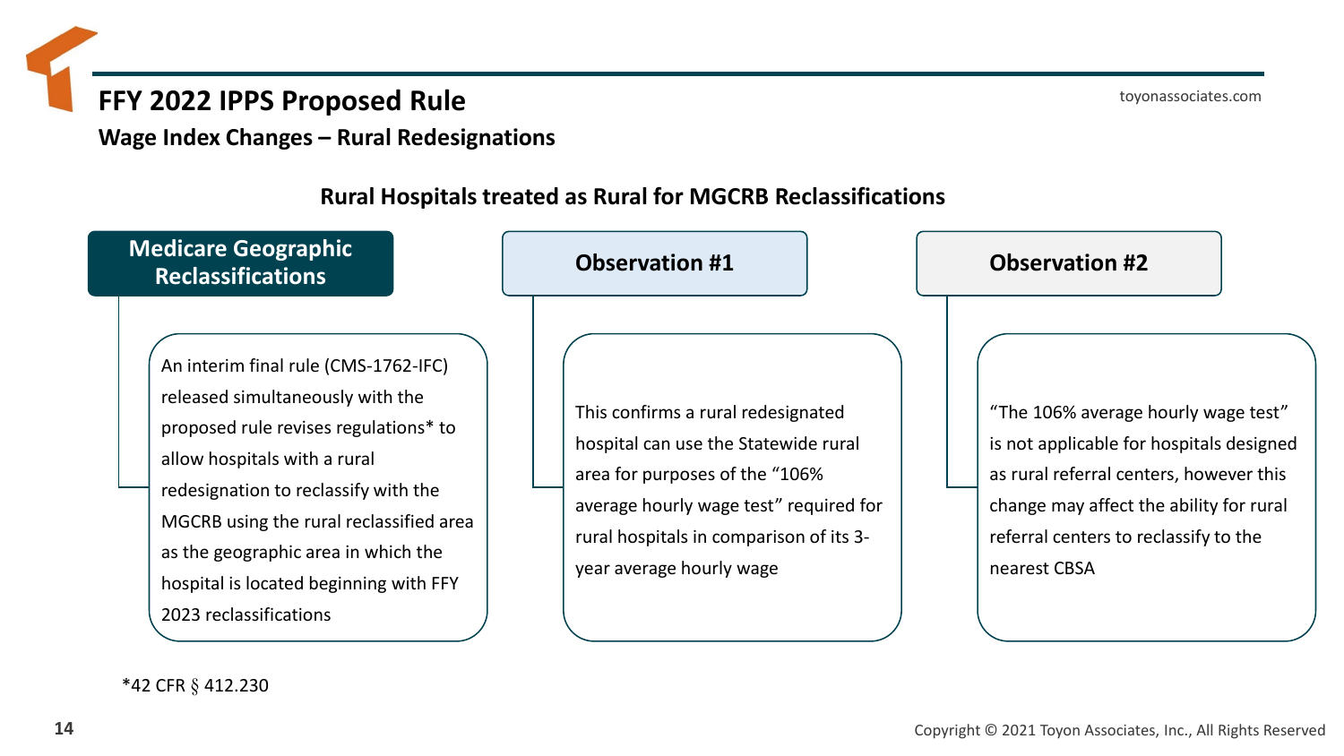# FFY 2022 IPPS Proposed Rule

## Wage Index Changes – Rural Redesignations

### Rural Hospitals treated as Rural for MGCRB Reclassifications

**Medicare Geographic Reclassifications**

An interim final rule (CMS-1762-IFC) released simultaneously with the proposed rule revises regulations* to allow hospitals with a rural redesignation to reclassify with the MGCRB using the rural reclassified area as the geographic area in which the hospital is located beginning with FFY 2023 reclassifications

**Observation #1**

This confirms a rural redesignated hospital can use the Statewide rural area for purposes of the "106% average hourly wage test" required for rural hospitals in comparison of its 3-year average hourly wage

**Observation #2**

"The 106% average hourly wage test" is not applicable for hospitals designed as rural referral centers, however this change may affect the ability for rural referral centers to reclassify to the nearest CBSA

*42 CFR § 412.230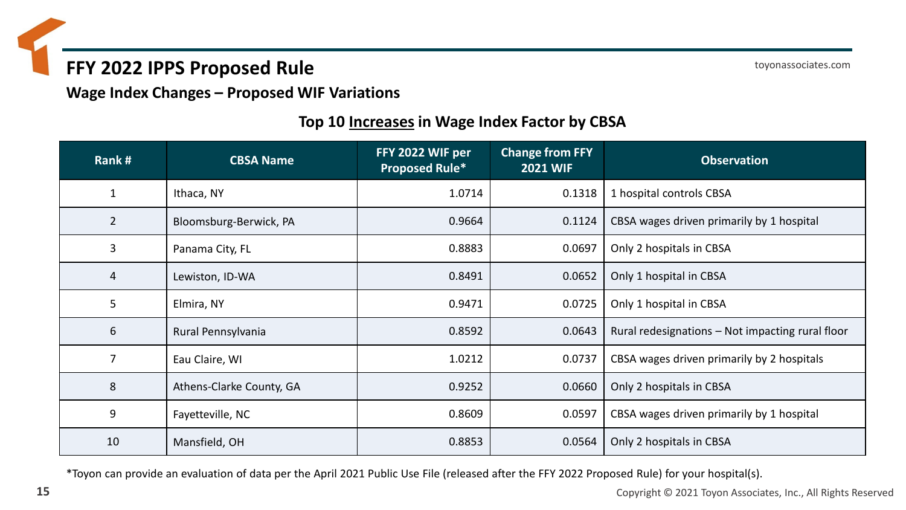# FFY 2022 IPPS Proposed Rule

## Wage Index Changes – Proposed WIF Variations

### Top 10 Increases in Wage Index Factor by CBSA

| Rank # | CBSA Name | FFY 2022 WIF per Proposed Rule* | Change from FFY 2021 WIF | Observation |
|---|---|---|---|---|
| 1 | Ithaca, NY | 1.0714 | 0.1318 | 1 hospital controls CBSA |
| 2 | Bloomsburg-Berwick, PA | 0.9664 | 0.1124 | CBSA wages driven primarily by 1 hospital |
| 3 | Panama City, FL | 0.8883 | 0.0697 | Only 2 hospitals in CBSA |
| 4 | Lewiston, ID-WA | 0.8491 | 0.0652 | Only 1 hospital in CBSA |
| 5 | Elmira, NY | 0.9471 | 0.0725 | Only 1 hospital in CBSA |
| 6 | Rural Pennsylvania | 0.8592 | 0.0643 | Rural redesignations – Not impacting rural floor |
| 7 | Eau Claire, WI | 1.0212 | 0.0737 | CBSA wages driven primarily by 2 hospitals |
| 8 | Athens-Clarke County, GA | 0.9252 | 0.0660 | Only 2 hospitals in CBSA |
| 9 | Fayetteville, NC | 0.8609 | 0.0597 | CBSA wages driven primarily by 1 hospital |
| 10 | Mansfield, OH | 0.8853 | 0.0564 | Only 2 hospitals in CBSA |

*Toyon can provide an evaluation of data per the April 2021 Public Use File (released after the FFY 2022 Proposed Rule) for your hospital(s).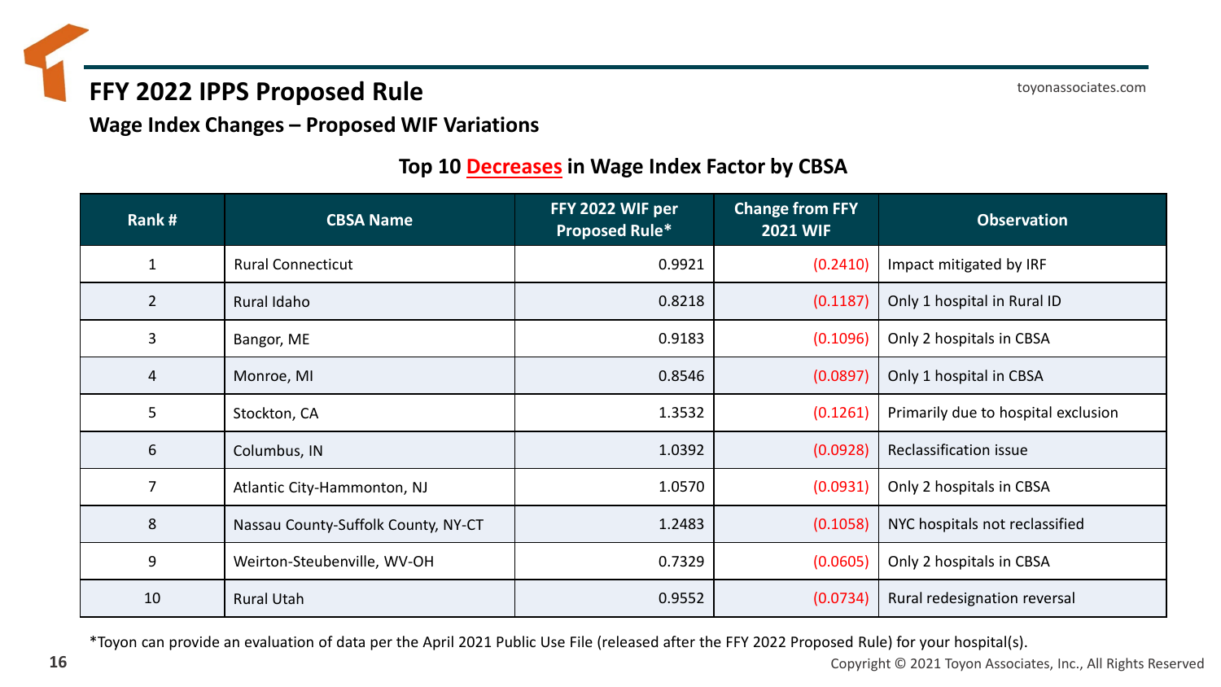# FFY 2022 IPPS Proposed Rule

## Wage Index Changes – Proposed WIF Variations

### Top 10 Decreases in Wage Index Factor by CBSA

| Rank # | CBSA Name | FFY 2022 WIF per Proposed Rule* | Change from FFY 2021 WIF | Observation |
|---|---|---|---|---|
| 1 | Rural Connecticut | 0.9921 | (0.2410) | Impact mitigated by IRF |
| 2 | Rural Idaho | 0.8218 | (0.1187) | Only 1 hospital in Rural ID |
| 3 | Bangor, ME | 0.9183 | (0.1096) | Only 2 hospitals in CBSA |
| 4 | Monroe, MI | 0.8546 | (0.0897) | Only 1 hospital in CBSA |
| 5 | Stockton, CA | 1.3532 | (0.1261) | Primarily due to hospital exclusion |
| 6 | Columbus, IN | 1.0392 | (0.0928) | Reclassification issue |
| 7 | Atlantic City-Hammonton, NJ | 1.0570 | (0.0931) | Only 2 hospitals in CBSA |
| 8 | Nassau County-Suffolk County, NY-CT | 1.2483 | (0.1058) | NYC hospitals not reclassified |
| 9 | Weirton-Steubenville, WV-OH | 0.7329 | (0.0605) | Only 2 hospitals in CBSA |
| 10 | Rural Utah | 0.9552 | (0.0734) | Rural redesignation reversal |

*Toyon can provide an evaluation of data per the April 2021 Public Use File (released after the FFY 2022 Proposed Rule) for your hospital(s).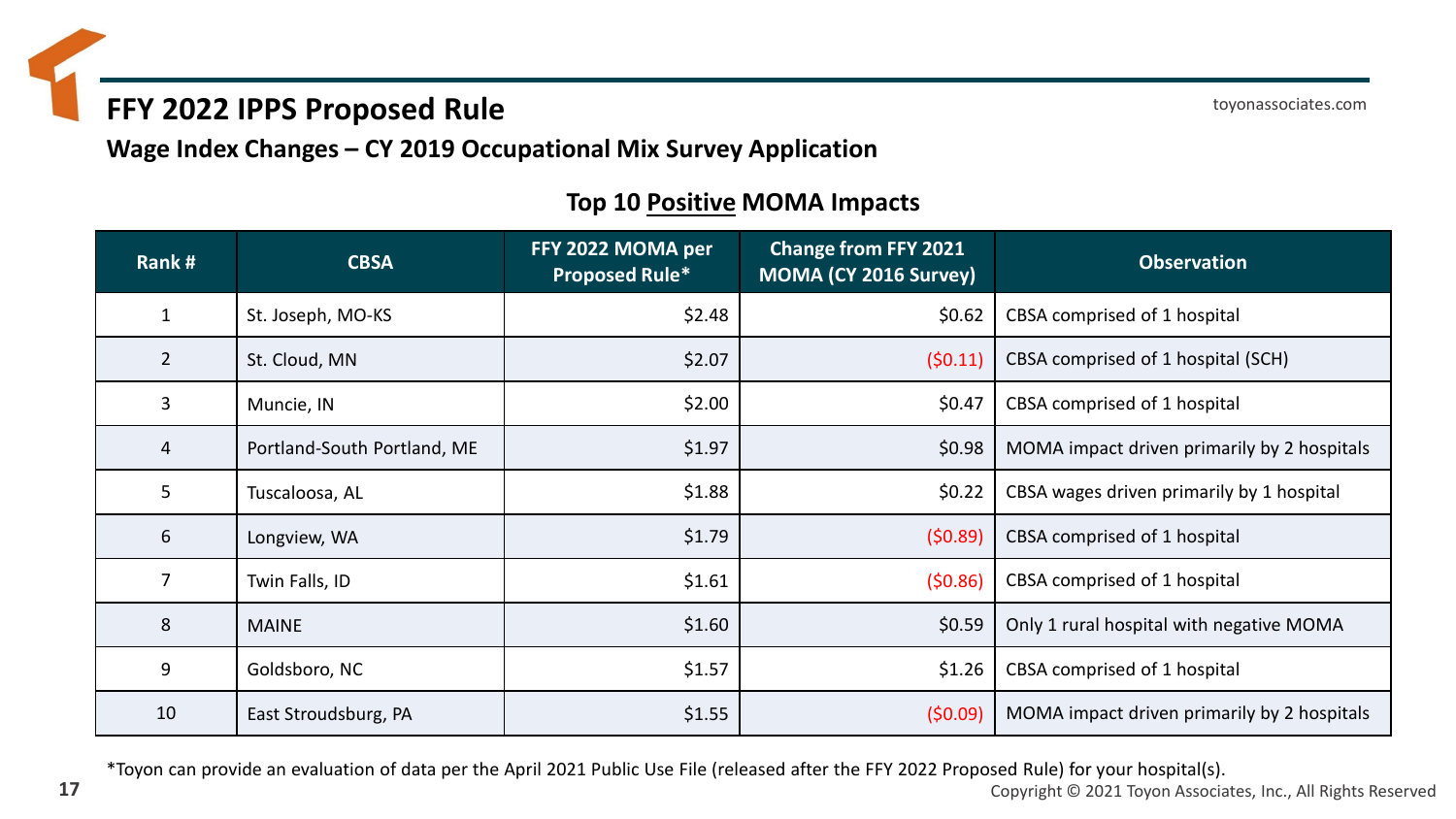# FFY 2022 IPPS Proposed Rule

## Wage Index Changes – CY 2019 Occupational Mix Survey Application

### Top 10 Positive MOMA Impacts

| Rank # | CBSA | FFY 2022 MOMA per Proposed Rule* | Change from FFY 2021 MOMA (CY 2016 Survey) | Observation |
|---|---|---|---|---|
| 1 | St. Joseph, MO-KS | $2.48 | $0.62 | CBSA comprised of 1 hospital |
| 2 | St. Cloud, MN | $2.07 | ($0.11) | CBSA comprised of 1 hospital (SCH) |
| 3 | Muncie, IN | $2.00 | $0.47 | CBSA comprised of 1 hospital |
| 4 | Portland-South Portland, ME | $1.97 | $0.98 | MOMA impact driven primarily by 2 hospitals |
| 5 | Tuscaloosa, AL | $1.88 | $0.22 | CBSA wages driven primarily by 1 hospital |
| 6 | Longview, WA | $1.79 | ($0.89) | CBSA comprised of 1 hospital |
| 7 | Twin Falls, ID | $1.61 | ($0.86) | CBSA comprised of 1 hospital |
| 8 | MAINE | $1.60 | $0.59 | Only 1 rural hospital with negative MOMA |
| 9 | Goldsboro, NC | $1.57 | $1.26 | CBSA comprised of 1 hospital |
| 10 | East Stroudsburg, PA | $1.55 | ($0.09) | MOMA impact driven primarily by 2 hospitals |

*Toyon can provide an evaluation of data per the April 2021 Public Use File (released after the FFY 2022 Proposed Rule) for your hospital(s).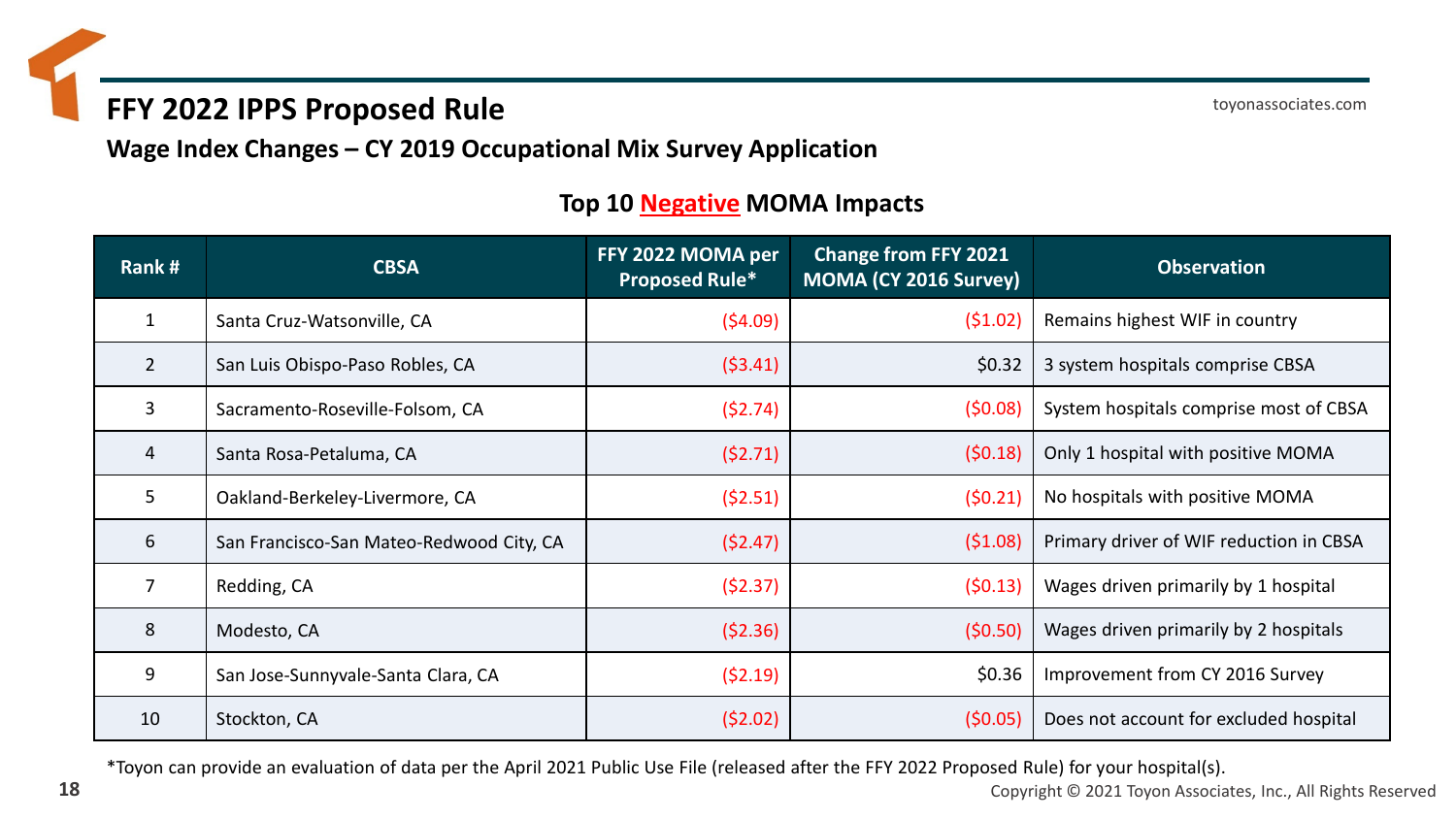# FFY 2022 IPPS Proposed Rule

## Wage Index Changes – CY 2019 Occupational Mix Survey Application

### Top 10 Negative MOMA Impacts

| Rank # | CBSA | FFY 2022 MOMA per Proposed Rule* | Change from FFY 2021 MOMA (CY 2016 Survey) | Observation |
|---|---|---|---|---|
| 1 | Santa Cruz-Watsonville, CA | ($4.09) | ($1.02) | Remains highest WIF in country |
| 2 | San Luis Obispo-Paso Robles, CA | ($3.41) | $0.32 | 3 system hospitals comprise CBSA |
| 3 | Sacramento-Roseville-Folsom, CA | ($2.74) | ($0.08) | System hospitals comprise most of CBSA |
| 4 | Santa Rosa-Petaluma, CA | ($2.71) | ($0.18) | Only 1 hospital with positive MOMA |
| 5 | Oakland-Berkeley-Livermore, CA | ($2.51) | ($0.21) | No hospitals with positive MOMA |
| 6 | San Francisco-San Mateo-Redwood City, CA | ($2.47) | ($1.08) | Primary driver of WIF reduction in CBSA |
| 7 | Redding, CA | ($2.37) | ($0.13) | Wages driven primarily by 1 hospital |
| 8 | Modesto, CA | ($2.36) | ($0.50) | Wages driven primarily by 2 hospitals |
| 9 | San Jose-Sunnyvale-Santa Clara, CA | ($2.19) | $0.36 | Improvement from CY 2016 Survey |
| 10 | Stockton, CA | ($2.02) | ($0.05) | Does not account for excluded hospital |

*Toyon can provide an evaluation of data per the April 2021 Public Use File (released after the FFY 2022 Proposed Rule) for your hospital(s).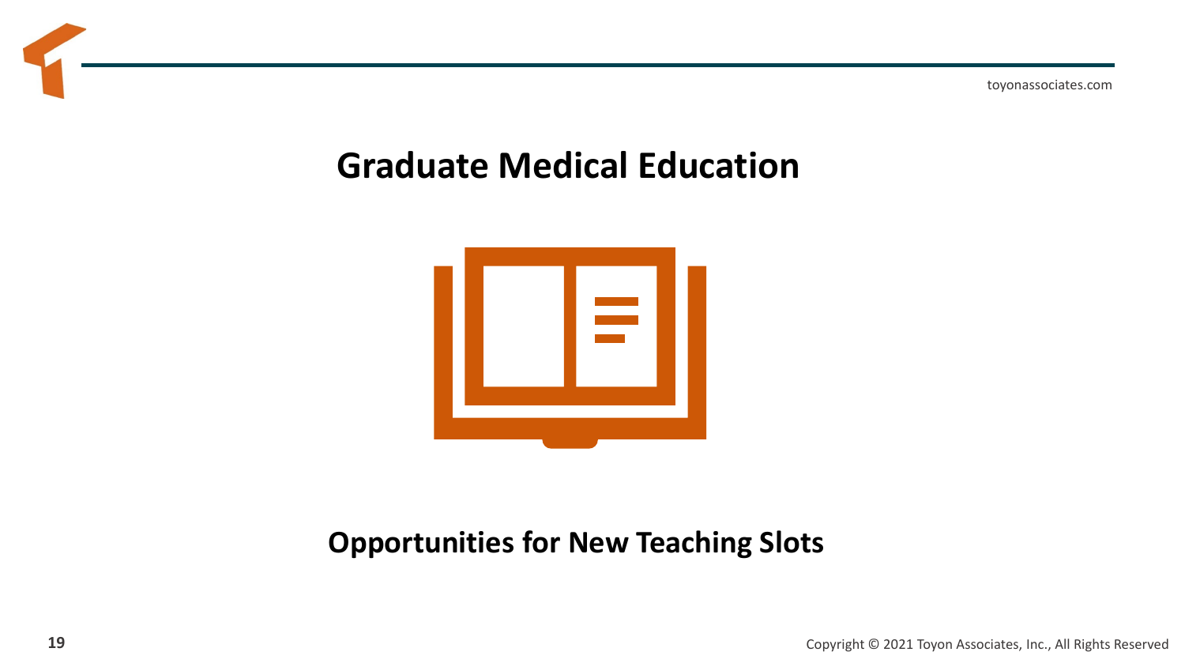# Graduate Medical Education

**Opportunities for New Teaching Slots**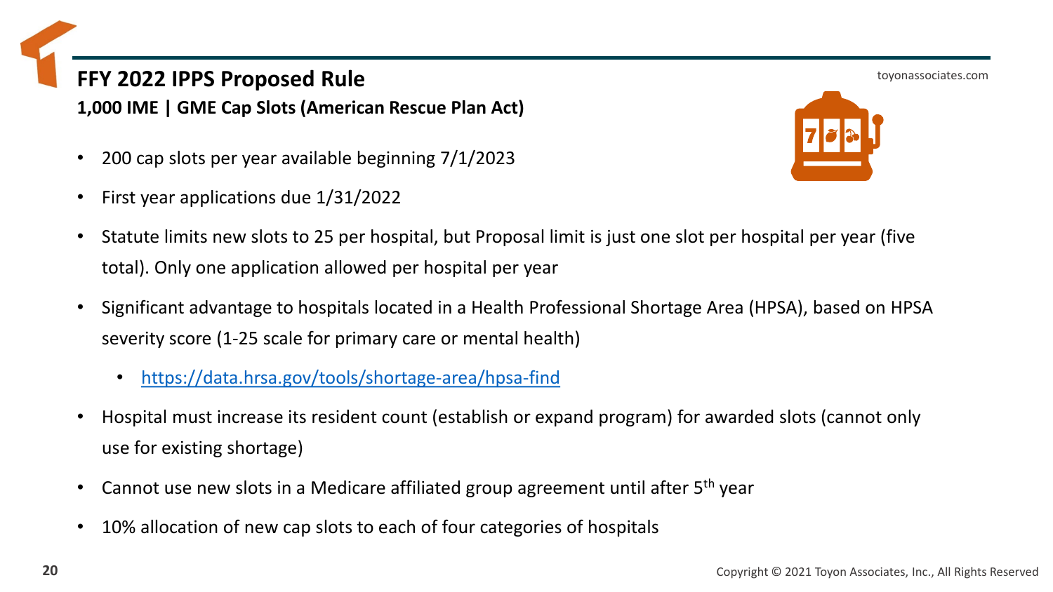# FFY 2022 IPPS Proposed Rule

## 1,000 IME | GME Cap Slots (American Rescue Plan Act)

- 200 cap slots per year available beginning 7/1/2023
- First year applications due 1/31/2022
- Statute limits new slots to 25 per hospital, but Proposal limit is just one slot per hospital per year (five total). Only one application allowed per hospital per year
- Significant advantage to hospitals located in a Health Professional Shortage Area (HPSA), based on HPSA severity score (1-25 scale for primary care or mental health)
  - https://data.hrsa.gov/tools/shortage-area/hpsa-find
- Hospital must increase its resident count (establish or expand program) for awarded slots (cannot only use for existing shortage)
- Cannot use new slots in a Medicare affiliated group agreement until after 5th year
- 10% allocation of new cap slots to each of four categories of hospitals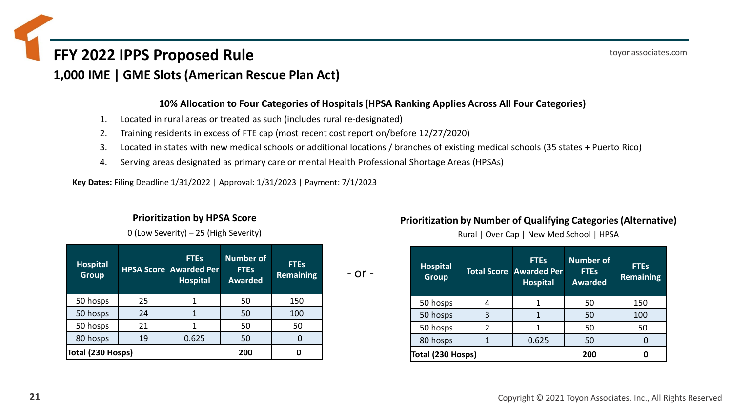# FFY 2022 IPPS Proposed Rule

## 1,000 IME | GME Slots (American Rescue Plan Act)

### 10% Allocation to Four Categories of Hospitals (HPSA Ranking Applies Across All Four Categories)

1. Located in rural areas or treated as such (includes rural re-designated)
2. Training residents in excess of FTE cap (most recent cost report on/before 12/27/2020)
3. Located in states with new medical schools or additional locations / branches of existing medical schools (35 states + Puerto Rico)
4. Serving areas designated as primary care or mental Health Professional Shortage Areas (HPSAs)

**Key Dates:** Filing Deadline 1/31/2022 | Approval: 1/31/2023 | Payment: 7/1/2023

**Prioritization by HPSA Score**

0 (Low Severity) – 25 (High Severity)

| Hospital Group | HPSA Score | FTEs Awarded Per Hospital | Number of FTEs Awarded | FTEs Remaining |
|---|---|---|---|---|
| 50 hosps | 25 | 1 | 50 | 150 |
| 50 hosps | 24 | 1 | 50 | 100 |
| 50 hosps | 21 | 1 | 50 | 50 |
| 80 hosps | 19 | 0.625 | 50 | 0 |
| **Total (230 Hosps)** | | | **200** | **0** |

\- or -

**Prioritization by Number of Qualifying Categories (Alternative)**

Rural | Over Cap | New Med School | HPSA

| Hospital Group | Total Score | FTEs Awarded Per Hospital | Number of FTEs Awarded | FTEs Remaining |
|---|---|---|---|---|
| 50 hosps | 4 | 1 | 50 | 150 |
| 50 hosps | 3 | 1 | 50 | 100 |
| 50 hosps | 2 | 1 | 50 | 50 |
| 80 hosps | 1 | 0.625 | 50 | 0 |
| **Total (230 Hosps)** | | | **200** | **0** |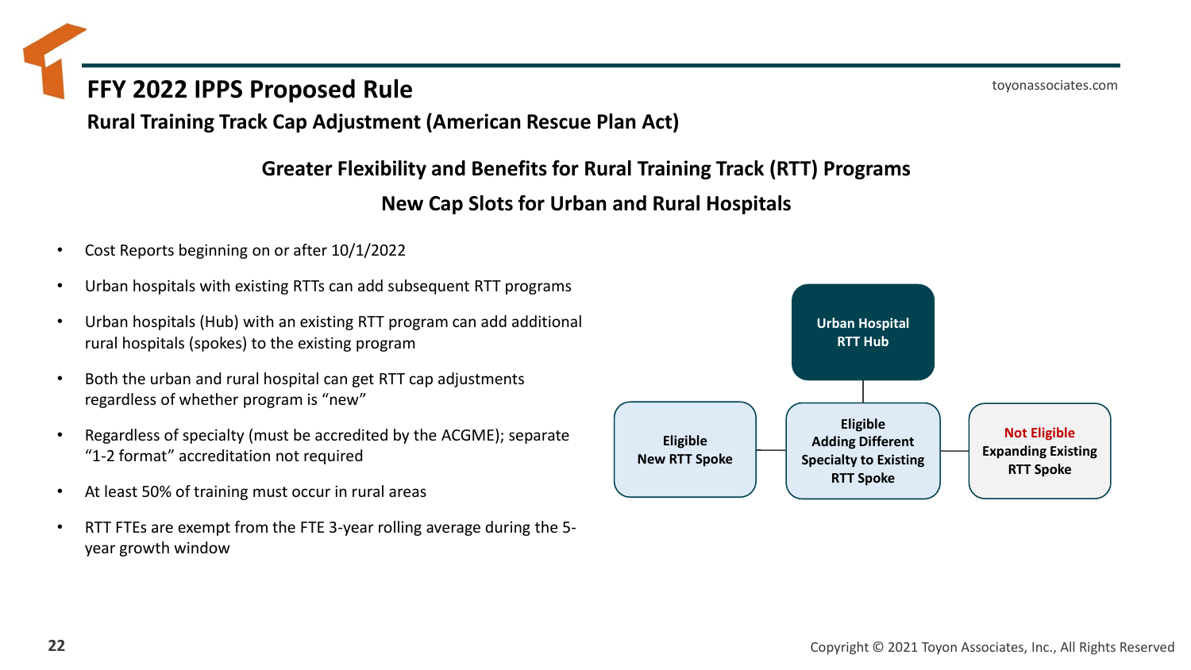# FFY 2022 IPPS Proposed Rule

**Rural Training Track Cap Adjustment (American Rescue Plan Act)**

## Greater Flexibility and Benefits for Rural Training Track (RTT) Programs

## New Cap Slots for Urban and Rural Hospitals

- Cost Reports beginning on or after 10/1/2022
- Urban hospitals with existing RTTs can add subsequent RTT programs
- Urban hospitals (Hub) with an existing RTT program can add additional rural hospitals (spokes) to the existing program
- Both the urban and rural hospital can get RTT cap adjustments regardless of whether program is "new"
- Regardless of specialty (must be accredited by the ACGME); separate "1-2 format" accreditation not required
- At least 50% of training must occur in rural areas
- RTT FTEs are exempt from the FTE 3-year rolling average during the 5-year growth window

**Urban Hospital RTT Hub**

- **Eligible** – New RTT Spoke
- **Eligible** – Adding Different Specialty to Existing RTT Spoke
- **Not Eligible** – Expanding Existing RTT Spoke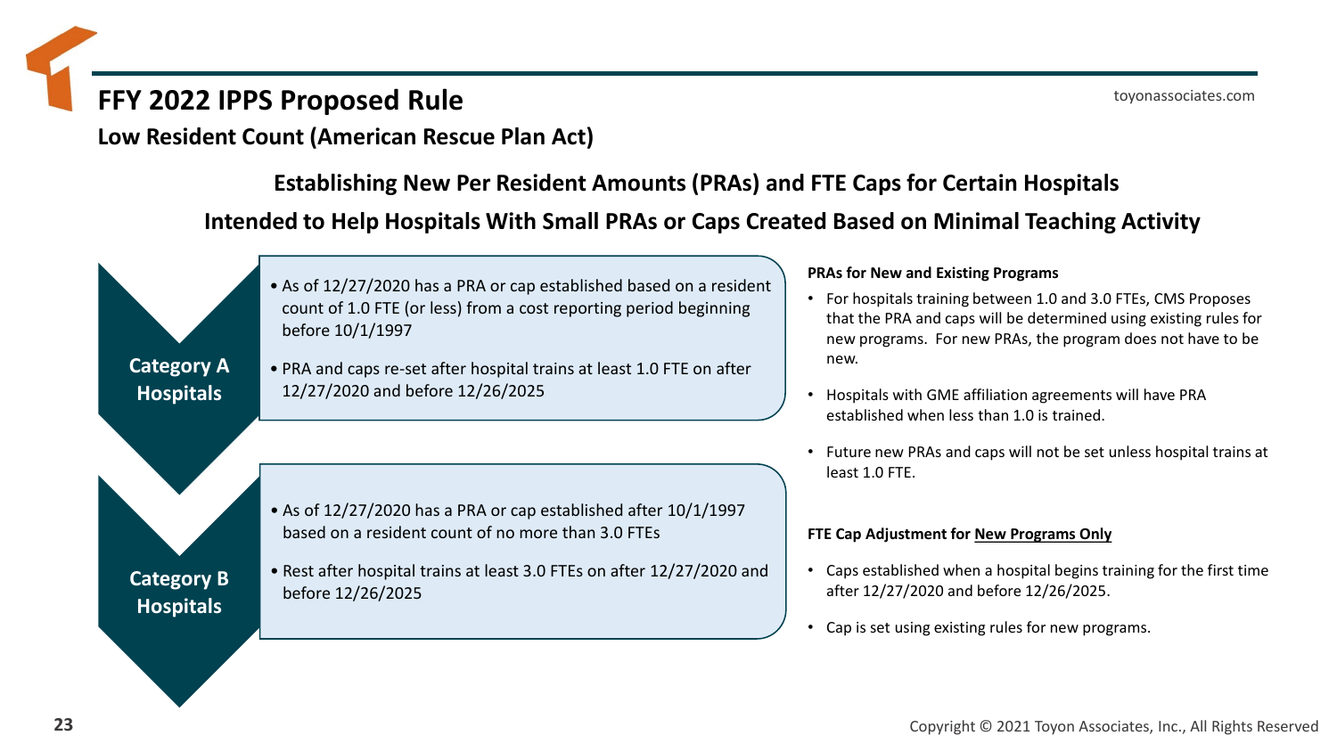# FFY 2022 IPPS Proposed Rule

## Low Resident Count (American Rescue Plan Act)

### Establishing New Per Resident Amounts (PRAs) and FTE Caps for Certain Hospitals

### Intended to Help Hospitals With Small PRAs or Caps Created Based on Minimal Teaching Activity

**Category A Hospitals**

- As of 12/27/2020 has a PRA or cap established based on a resident count of 1.0 FTE (or less) from a cost reporting period beginning before 10/1/1997
- PRA and caps re-set after hospital trains at least 1.0 FTE on after 12/27/2020 and before 12/26/2025

**Category B Hospitals**

- As of 12/27/2020 has a PRA or cap established after 10/1/1997 based on a resident count of no more than 3.0 FTEs
- Rest after hospital trains at least 3.0 FTEs on after 12/27/2020 and before 12/26/2025

**PRAs for New and Existing Programs**

- For hospitals training between 1.0 and 3.0 FTEs, CMS Proposes that the PRA and caps will be determined using existing rules for new programs. For new PRAs, the program does not have to be new.
- Hospitals with GME affiliation agreements will have PRA established when less than 1.0 is trained.
- Future new PRAs and caps will not be set unless hospital trains at least 1.0 FTE.

**FTE Cap Adjustment for New Programs Only**

- Caps established when a hospital begins training for the first time after 12/27/2020 and before 12/26/2025.
- Cap is set using existing rules for new programs.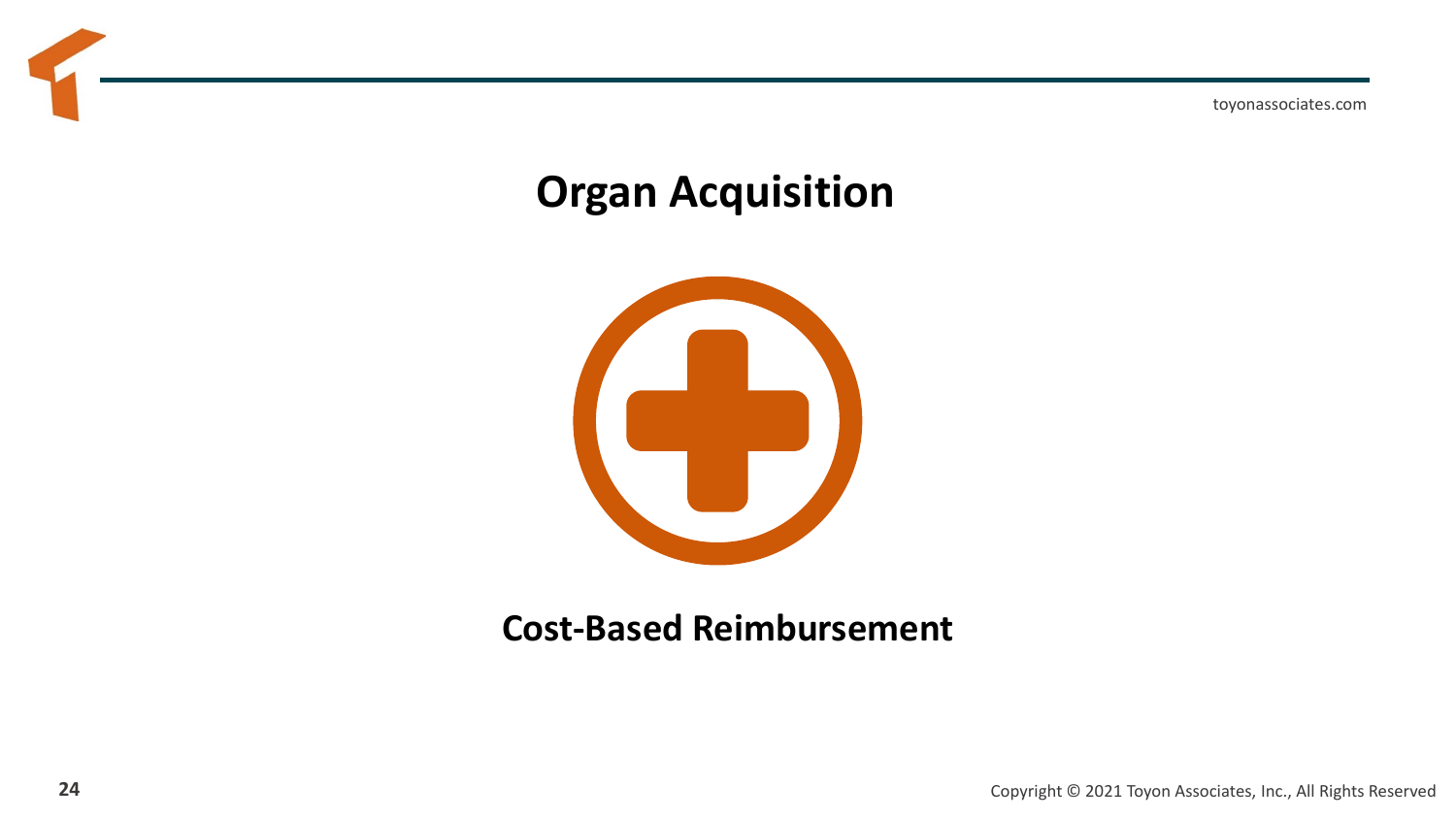# Organ Acquisition

**Cost-Based Reimbursement**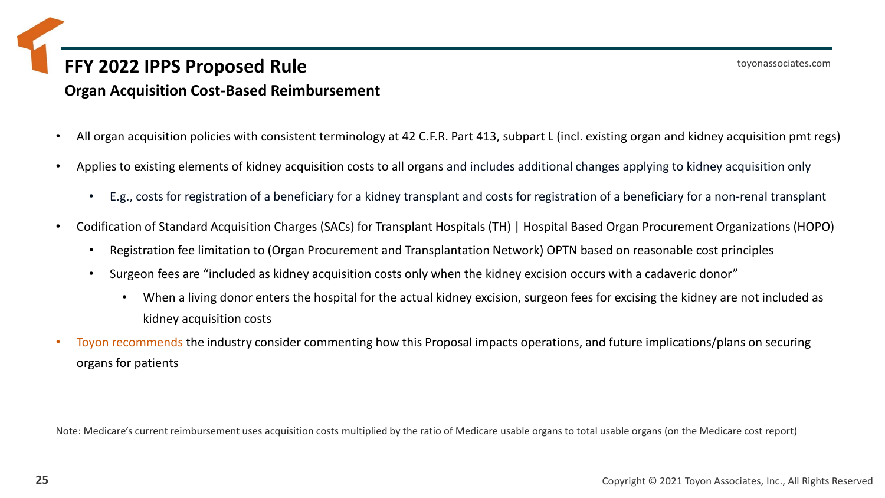# FFY 2022 IPPS Proposed Rule

## Organ Acquisition Cost-Based Reimbursement

- All organ acquisition policies with consistent terminology at 42 C.F.R. Part 413, subpart L (incl. existing organ and kidney acquisition pmt regs)
- Applies to existing elements of kidney acquisition costs to all organs and includes additional changes applying to kidney acquisition only
  - E.g., costs for registration of a beneficiary for a kidney transplant and costs for registration of a beneficiary for a non-renal transplant
- Codification of Standard Acquisition Charges (SACs) for Transplant Hospitals (TH) | Hospital Based Organ Procurement Organizations (HOPO)
  - Registration fee limitation to (Organ Procurement and Transplantation Network) OPTN based on reasonable cost principles
  - Surgeon fees are "included as kidney acquisition costs only when the kidney excision occurs with a cadaveric donor"
    - When a living donor enters the hospital for the actual kidney excision, surgeon fees for excising the kidney are not included as kidney acquisition costs
- Toyon recommends the industry consider commenting how this Proposal impacts operations, and future implications/plans on securing organs for patients

Note: Medicare's current reimbursement uses acquisition costs multiplied by the ratio of Medicare usable organs to total usable organs (on the Medicare cost report)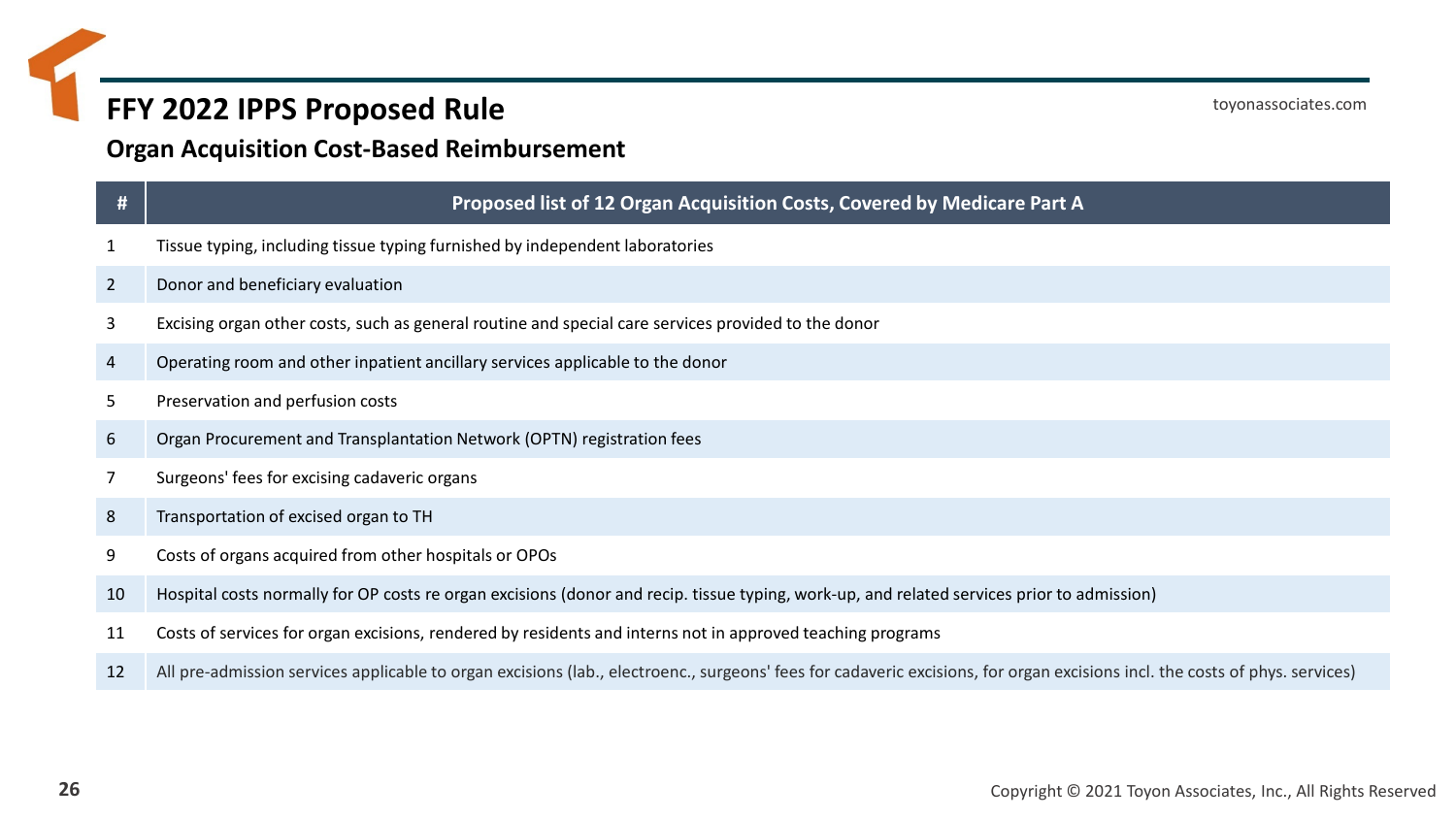# FFY 2022 IPPS Proposed Rule

## Organ Acquisition Cost-Based Reimbursement

| # | Proposed list of 12 Organ Acquisition Costs, Covered by Medicare Part A |
|---|---|
| 1 | Tissue typing, including tissue typing furnished by independent laboratories |
| 2 | Donor and beneficiary evaluation |
| 3 | Excising organ other costs, such as general routine and special care services provided to the donor |
| 4 | Operating room and other inpatient ancillary services applicable to the donor |
| 5 | Preservation and perfusion costs |
| 6 | Organ Procurement and Transplantation Network (OPTN) registration fees |
| 7 | Surgeons' fees for excising cadaveric organs |
| 8 | Transportation of excised organ to TH |
| 9 | Costs of organs acquired from other hospitals or OPOs |
| 10 | Hospital costs normally for OP costs re organ excisions (donor and recip. tissue typing, work-up, and related services prior to admission) |
| 11 | Costs of services for organ excisions, rendered by residents and interns not in approved teaching programs |
| 12 | All pre-admission services applicable to organ excisions (lab., electroenc., surgeons' fees for cadaveric excisions, for organ excisions incl. the costs of phys. services) |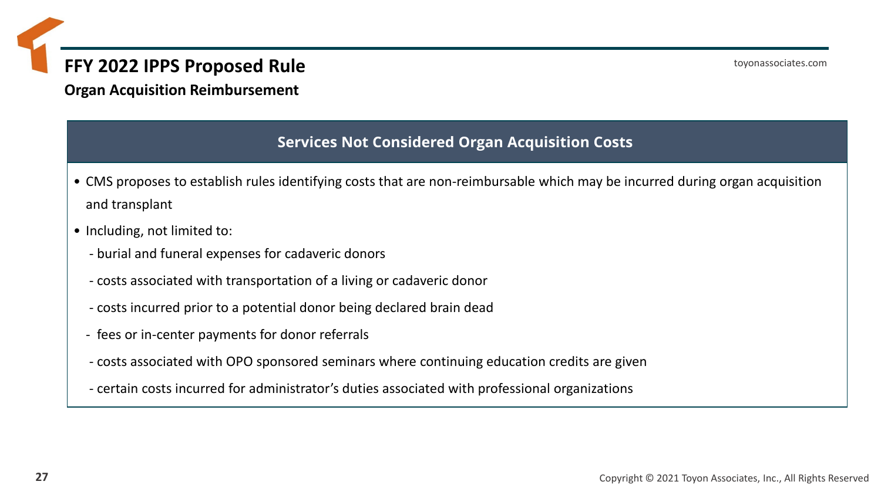# FFY 2022 IPPS Proposed Rule

**Organ Acquisition Reimbursement**

## Services Not Considered Organ Acquisition Costs

- CMS proposes to establish rules identifying costs that are non-reimbursable which may be incurred during organ acquisition and transplant
- Including, not limited to:
  - burial and funeral expenses for cadaveric donors
  - costs associated with transportation of a living or cadaveric donor
  - costs incurred prior to a potential donor being declared brain dead
  - fees or in-center payments for donor referrals
  - costs associated with OPO sponsored seminars where continuing education credits are given
  - certain costs incurred for administrator's duties associated with professional organizations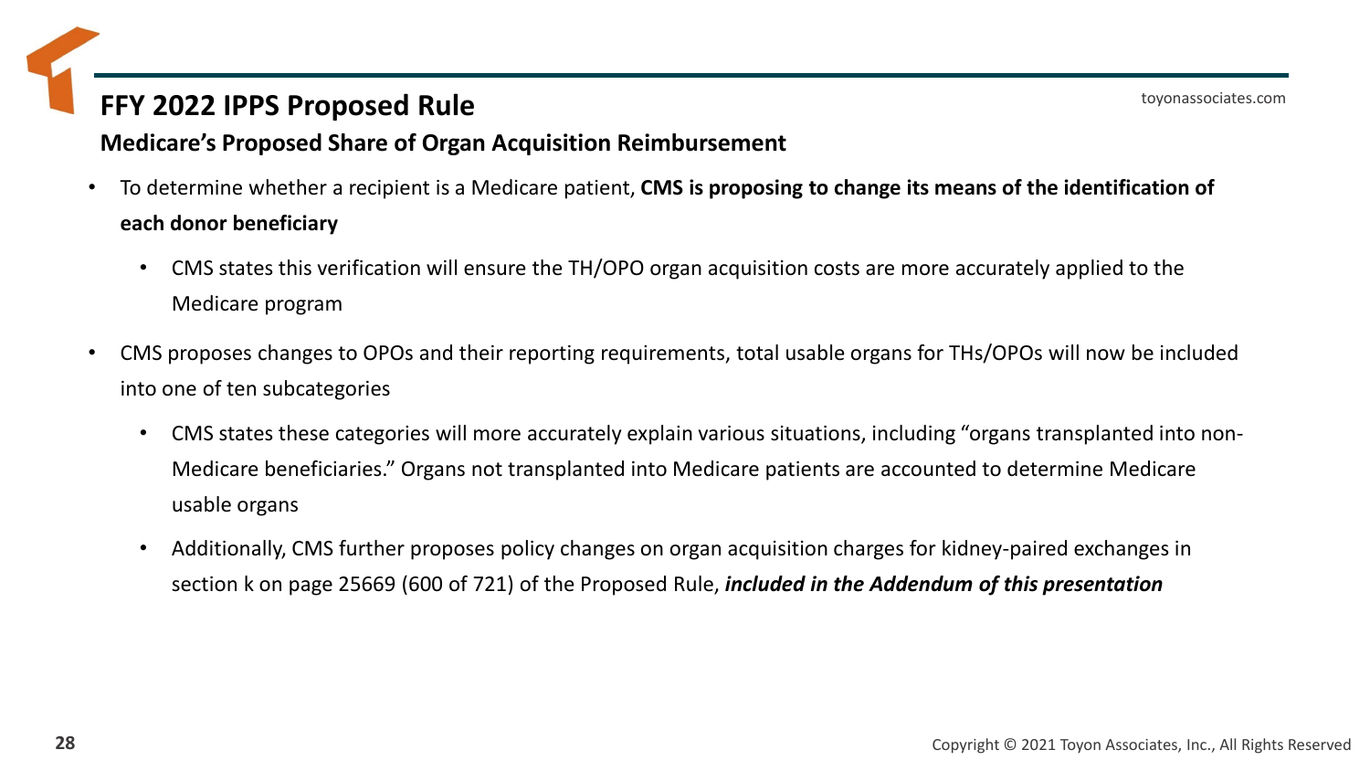# FFY 2022 IPPS Proposed Rule

## Medicare's Proposed Share of Organ Acquisition Reimbursement

- To determine whether a recipient is a Medicare patient, **CMS is proposing to change its means of the identification of each donor beneficiary**
  - CMS states this verification will ensure the TH/OPO organ acquisition costs are more accurately applied to the Medicare program
- CMS proposes changes to OPOs and their reporting requirements, total usable organs for THs/OPOs will now be included into one of ten subcategories
  - CMS states these categories will more accurately explain various situations, including "organs transplanted into non-Medicare beneficiaries." Organs not transplanted into Medicare patients are accounted to determine Medicare usable organs
  - Additionally, CMS further proposes policy changes on organ acquisition charges for kidney-paired exchanges in section k on page 25669 (600 of 721) of the Proposed Rule, ***included in the Addendum of this presentation***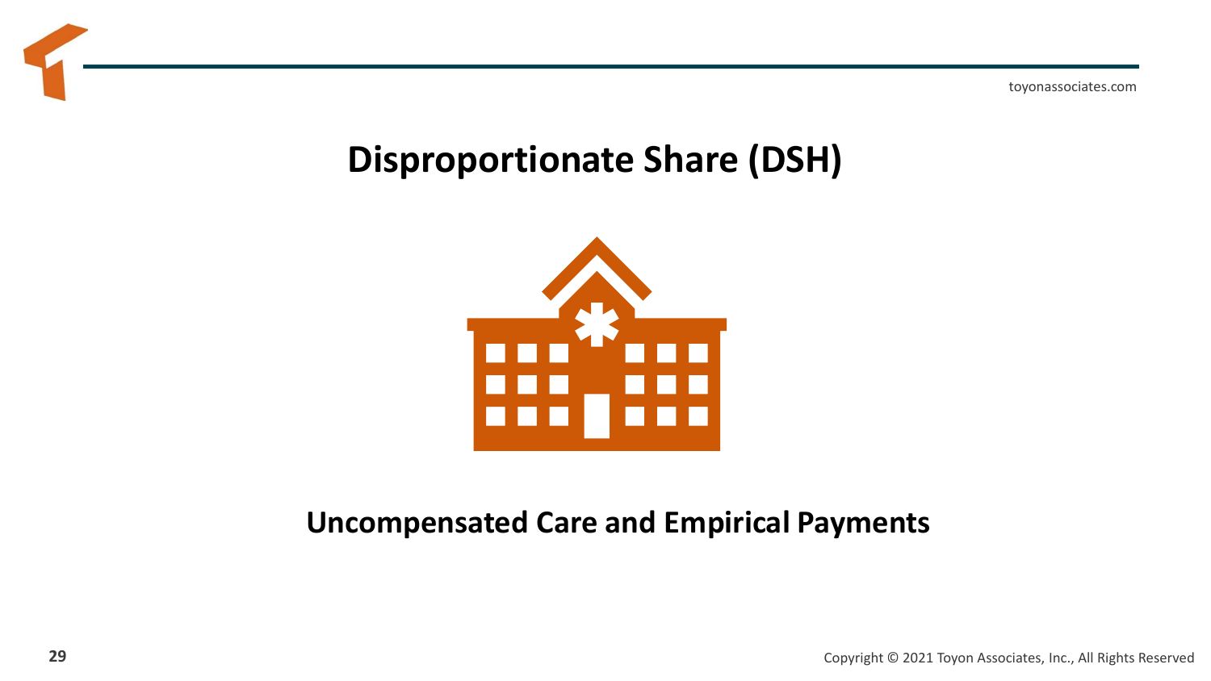# Disproportionate Share (DSH)

**Uncompensated Care and Empirical Payments**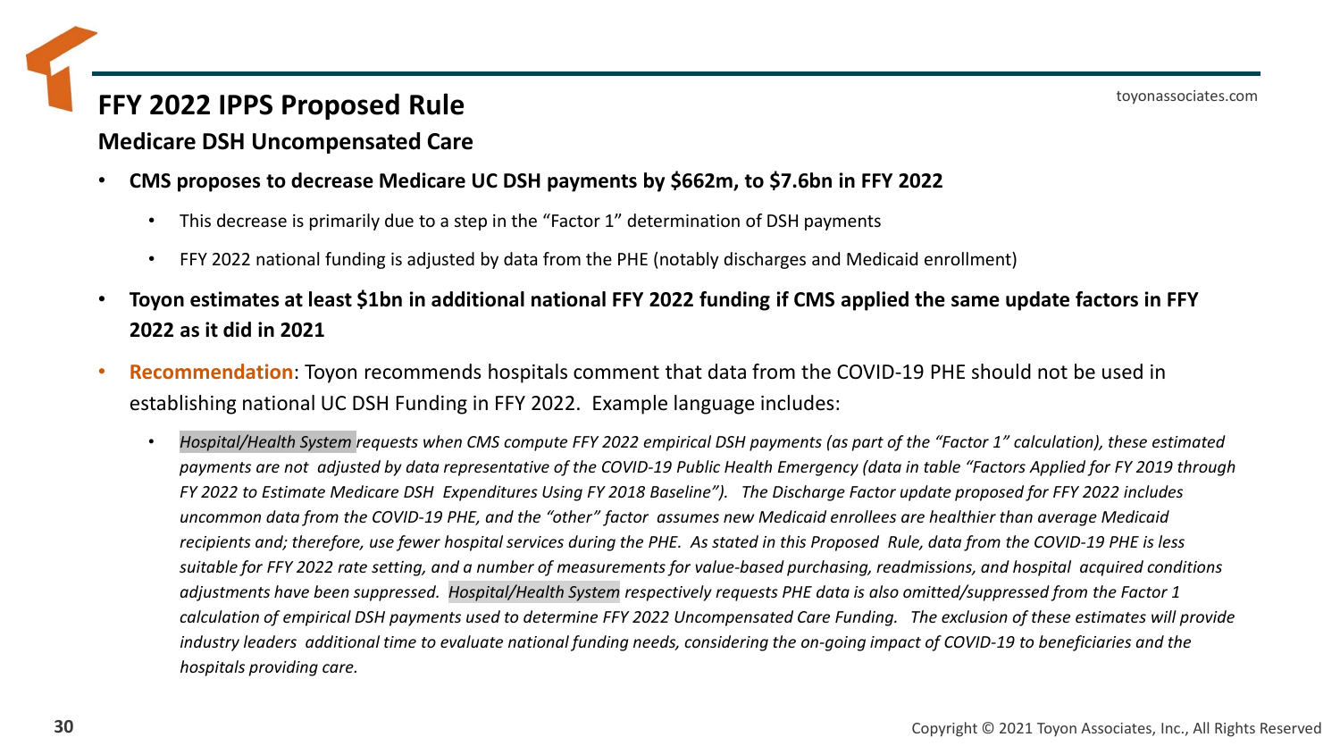# FFY 2022 IPPS Proposed Rule

## Medicare DSH Uncompensated Care

- **CMS proposes to decrease Medicare UC DSH payments by $662m, to $7.6bn in FFY 2022**
  - This decrease is primarily due to a step in the "Factor 1" determination of DSH payments
  - FFY 2022 national funding is adjusted by data from the PHE (notably discharges and Medicaid enrollment)
- **Toyon estimates at least $1bn in additional national FFY 2022 funding if CMS applied the same update factors in FFY 2022 as it did in 2021**
- **Recommendation**: Toyon recommends hospitals comment that data from the COVID-19 PHE should not be used in establishing national UC DSH Funding in FFY 2022. Example language includes:
  - *Hospital/Health System requests when CMS compute FFY 2022 empirical DSH payments (as part of the "Factor 1" calculation), these estimated payments are not adjusted by data representative of the COVID-19 Public Health Emergency (data in table "Factors Applied for FY 2019 through FY 2022 to Estimate Medicare DSH Expenditures Using FY 2018 Baseline"). The Discharge Factor update proposed for FFY 2022 includes uncommon data from the COVID-19 PHE, and the "other" factor assumes new Medicaid enrollees are healthier than average Medicaid recipients and; therefore, use fewer hospital services during the PHE. As stated in this Proposed Rule, data from the COVID-19 PHE is less suitable for FFY 2022 rate setting, and a number of measurements for value-based purchasing, readmissions, and hospital acquired conditions adjustments have been suppressed. Hospital/Health System respectively requests PHE data is also omitted/suppressed from the Factor 1 calculation of empirical DSH payments used to determine FFY 2022 Uncompensated Care Funding. The exclusion of these estimates will provide industry leaders additional time to evaluate national funding needs, considering the on-going impact of COVID-19 to beneficiaries and the hospitals providing care.*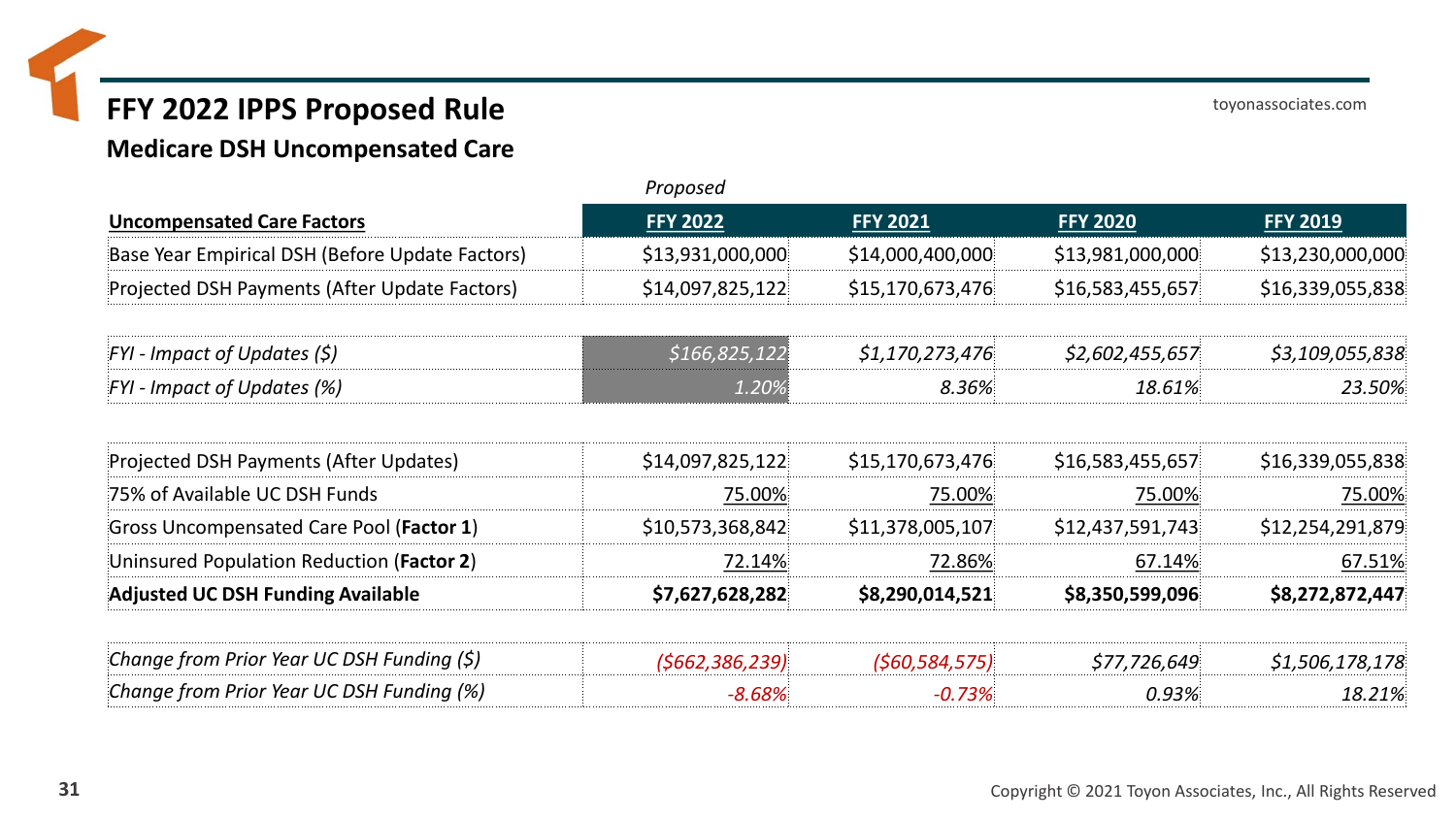# FFY 2022 IPPS Proposed Rule

## Medicare DSH Uncompensated Care

| Uncompensated Care Factors | Proposed FFY 2022 | FFY 2021 | FFY 2020 | FFY 2019 |
|---|---|---|---|---|
| Base Year Empirical DSH (Before Update Factors) | $13,931,000,000 | $14,000,400,000 | $13,981,000,000 | $13,230,000,000 |
| Projected DSH Payments (After Update Factors) | $14,097,825,122 | $15,170,673,476 | $16,583,455,657 | $16,339,055,838 |
| | | | | |
| *FYI - Impact of Updates ($)* | *$166,825,122* | *$1,170,273,476* | *$2,602,455,657* | *$3,109,055,838* |
| *FYI - Impact of Updates (%)* | *1.20%* | *8.36%* | *18.61%* | *23.50%* |
| | | | | |
| Projected DSH Payments (After Updates) | $14,097,825,122 | $15,170,673,476 | $16,583,455,657 | $16,339,055,838 |
| 75% of Available UC DSH Funds | 75.00% | 75.00% | 75.00% | 75.00% |
| Gross Uncompensated Care Pool (**Factor 1**) | $10,573,368,842 | $11,378,005,107 | $12,437,591,743 | $12,254,291,879 |
| Uninsured Population Reduction (**Factor 2**) | 72.14% | 72.86% | 67.14% | 67.51% |
| **Adjusted UC DSH Funding Available** | **$7,627,628,282** | **$8,290,014,521** | **$8,350,599,096** | **$8,272,872,447** |
| | | | | |
| *Change from Prior Year UC DSH Funding ($)* | *($662,386,239)* | *($60,584,575)* | *$77,726,649* | *$1,506,178,178* |
| *Change from Prior Year UC DSH Funding (%)* | *-8.68%* | *-0.73%* | *0.93%* | *18.21%* |

Copyright © 2021 Toyon Associates, Inc., All Rights Reserved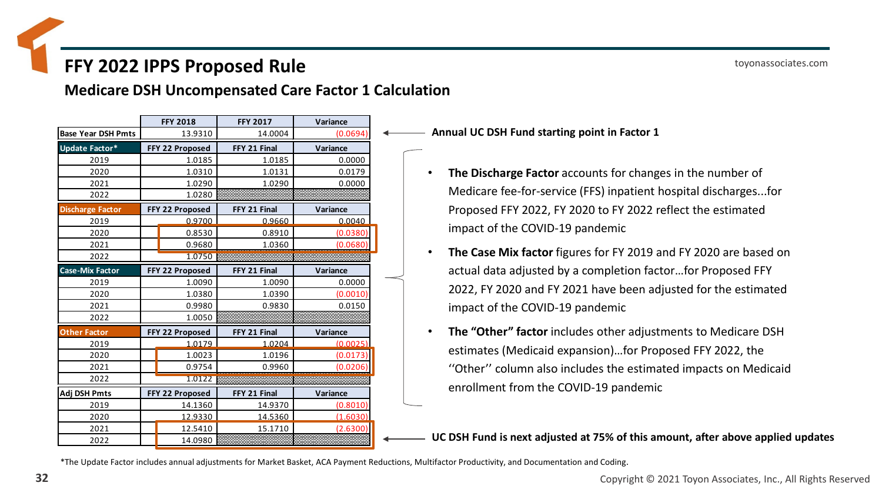# FFY 2022 IPPS Proposed Rule

## Medicare DSH Uncompensated Care Factor 1 Calculation

| | FFY 2018 | FFY 2017 | Variance |
|---|---|---|---|
| **Base Year DSH Pmts** | 13.9310 | 14.0004 | (0.0694) |
| **Update Factor*** | **FFY 22 Proposed** | **FFY 21 Final** | **Variance** |
| 2019 | 1.0185 | 1.0185 | 0.0000 |
| 2020 | 1.0310 | 1.0131 | 0.0179 |
| 2021 | 1.0290 | 1.0290 | 0.0000 |
| 2022 | 1.0280 | | |
| **Discharge Factor** | **FFY 22 Proposed** | **FFY 21 Final** | **Variance** |
| 2019 | 0.9700 | 0.9660 | 0.0040 |
| 2020 | 0.8530 | 0.8910 | (0.0380) |
| 2021 | 0.9680 | 1.0360 | (0.0680) |
| 2022 | 1.0750 | | |
| **Case-Mix Factor** | **FFY 22 Proposed** | **FFY 21 Final** | **Variance** |
| 2019 | 1.0090 | 1.0090 | 0.0000 |
| 2020 | 1.0380 | 1.0390 | (0.0010) |
| 2021 | 0.9980 | 0.9830 | 0.0150 |
| 2022 | 1.0050 | | |
| **Other Factor** | **FFY 22 Proposed** | **FFY 21 Final** | **Variance** |
| 2019 | 1.0179 | 1.0204 | (0.0025) |
| 2020 | 1.0023 | 1.0196 | (0.0173) |
| 2021 | 0.9754 | 0.9960 | (0.0206) |
| 2022 | 1.0122 | | |
| **Adj DSH Pmts** | **FFY 22 Proposed** | **FFY 21 Final** | **Variance** |
| 2019 | 14.1360 | 14.9370 | (0.8010) |
| 2020 | 12.9330 | 14.5360 | (1.6030) |
| 2021 | 12.5410 | 15.1710 | (2.6300) |
| 2022 | 14.0980 | | |

**Annual UC DSH Fund starting point in Factor 1**

- **The Discharge Factor** accounts for changes in the number of Medicare fee-for-service (FFS) inpatient hospital discharges...for Proposed FFY 2022, FY 2020 to FY 2022 reflect the estimated impact of the COVID-19 pandemic
- **The Case Mix factor** figures for FY 2019 and FY 2020 are based on actual data adjusted by a completion factor…for Proposed FFY 2022, FY 2020 and FY 2021 have been adjusted for the estimated impact of the COVID-19 pandemic
- **The "Other" factor** includes other adjustments to Medicare DSH estimates (Medicaid expansion)…for Proposed FFY 2022, the ''Other'' column also includes the estimated impacts on Medicaid enrollment from the COVID-19 pandemic

**UC DSH Fund is next adjusted at 75% of this amount, after above applied updates**

*The Update Factor includes annual adjustments for Market Basket, ACA Payment Reductions, Multifactor Productivity, and Documentation and Coding.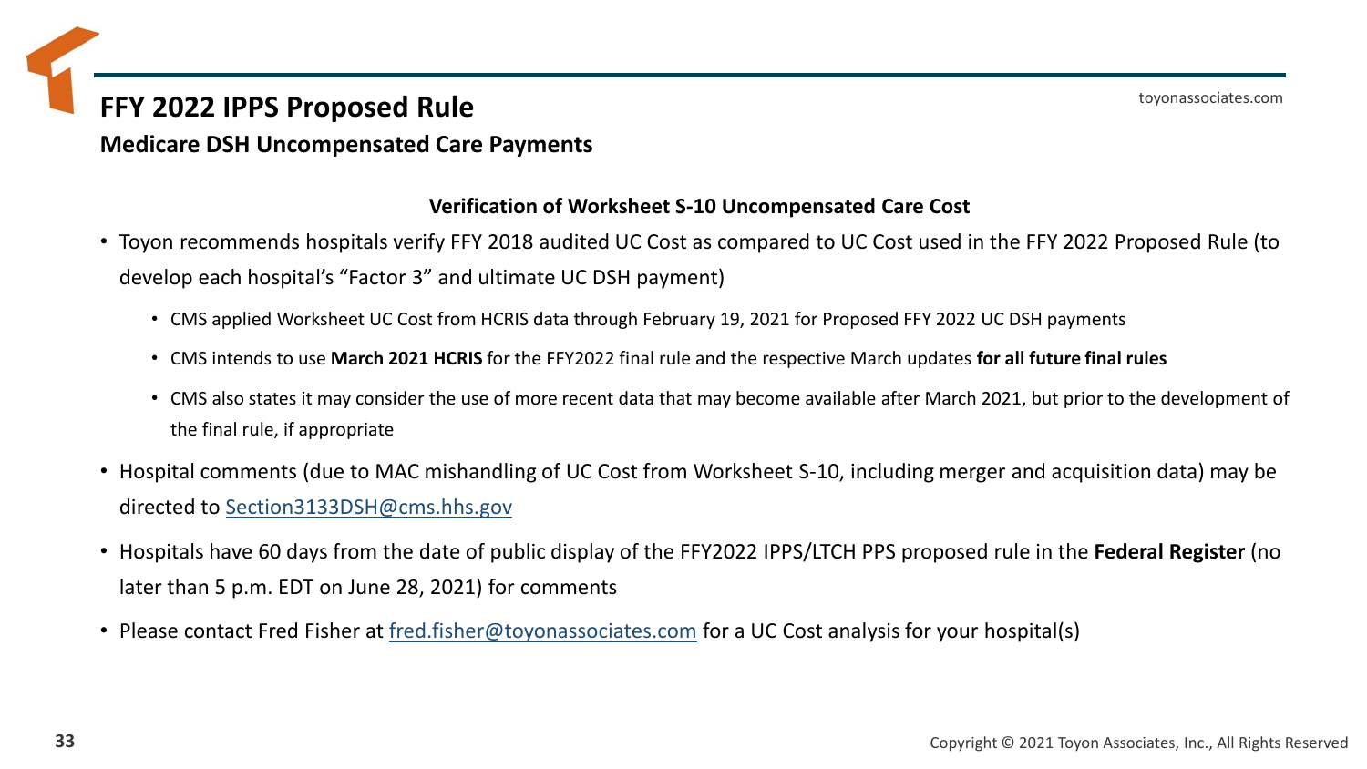# FFY 2022 IPPS Proposed Rule

## Medicare DSH Uncompensated Care Payments

### Verification of Worksheet S-10 Uncompensated Care Cost

- Toyon recommends hospitals verify FFY 2018 audited UC Cost as compared to UC Cost used in the FFY 2022 Proposed Rule (to develop each hospital's "Factor 3" and ultimate UC DSH payment)
  - CMS applied Worksheet UC Cost from HCRIS data through February 19, 2021 for Proposed FFY 2022 UC DSH payments
  - CMS intends to use **March 2021 HCRIS** for the FFY2022 final rule and the respective March updates **for all future final rules**
  - CMS also states it may consider the use of more recent data that may become available after March 2021, but prior to the development of the final rule, if appropriate
- Hospital comments (due to MAC mishandling of UC Cost from Worksheet S-10, including merger and acquisition data) may be directed to Section3133DSH@cms.hhs.gov
- Hospitals have 60 days from the date of public display of the FFY2022 IPPS/LTCH PPS proposed rule in the **Federal Register** (no later than 5 p.m. EDT on June 28, 2021) for comments
- Please contact Fred Fisher at fred.fisher@toyonassociates.com for a UC Cost analysis for your hospital(s)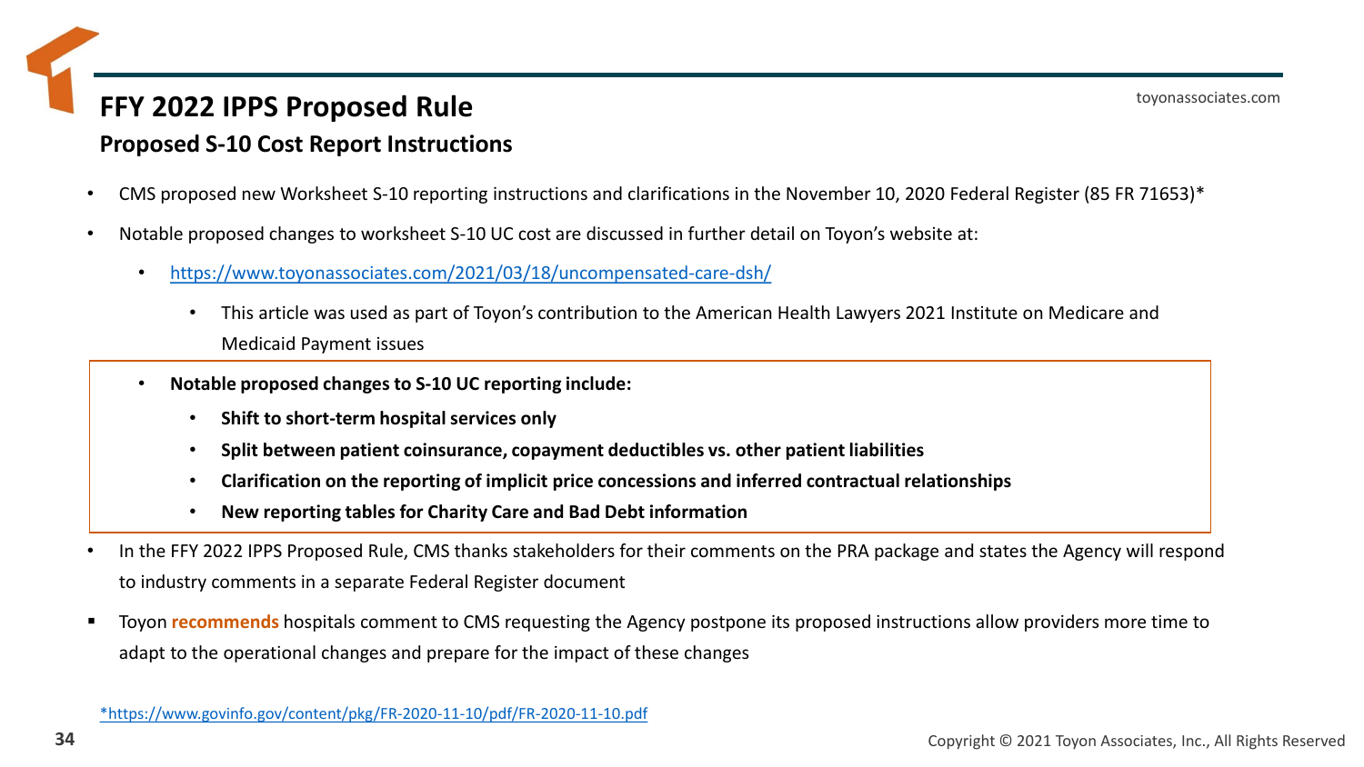# FFY 2022 IPPS Proposed Rule

## Proposed S-10 Cost Report Instructions

- CMS proposed new Worksheet S-10 reporting instructions and clarifications in the November 10, 2020 Federal Register (85 FR 71653)*
- Notable proposed changes to worksheet S-10 UC cost are discussed in further detail on Toyon's website at:
  - https://www.toyonassociates.com/2021/03/18/uncompensated-care-dsh/
    - This article was used as part of Toyon's contribution to the American Health Lawyers 2021 Institute on Medicare and Medicaid Payment issues
  - **Notable proposed changes to S-10 UC reporting include:**
    - **Shift to short-term hospital services only**
    - **Split between patient coinsurance, copayment deductibles vs. other patient liabilities**
    - **Clarification on the reporting of implicit price concessions and inferred contractual relationships**
    - **New reporting tables for Charity Care and Bad Debt information**
- In the FFY 2022 IPPS Proposed Rule, CMS thanks stakeholders for their comments on the PRA package and states the Agency will respond to industry comments in a separate Federal Register document

- Toyon **recommends** hospitals comment to CMS requesting the Agency postpone its proposed instructions allow providers more time to adapt to the operational changes and prepare for the impact of these changes

*https://www.govinfo.gov/content/pkg/FR-2020-11-10/pdf/FR-2020-11-10.pdf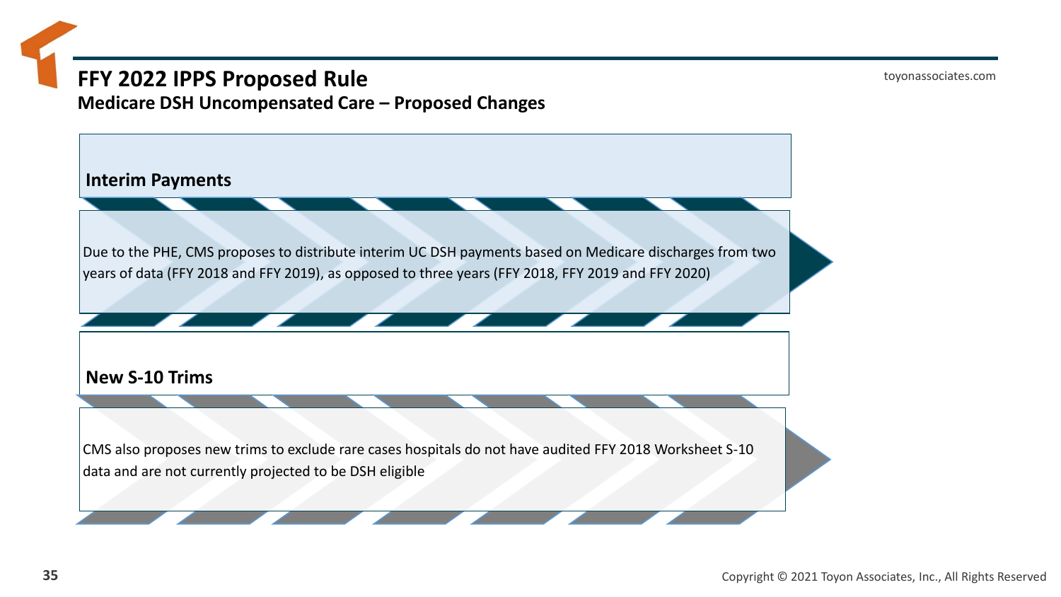# FFY 2022 IPPS Proposed Rule

## Medicare DSH Uncompensated Care – Proposed Changes

### Interim Payments

Due to the PHE, CMS proposes to distribute interim UC DSH payments based on Medicare discharges from two years of data (FFY 2018 and FFY 2019), as opposed to three years (FFY 2018, FFY 2019 and FFY 2020)

### New S-10 Trims

CMS also proposes new trims to exclude rare cases hospitals do not have audited FFY 2018 Worksheet S-10 data and are not currently projected to be DSH eligible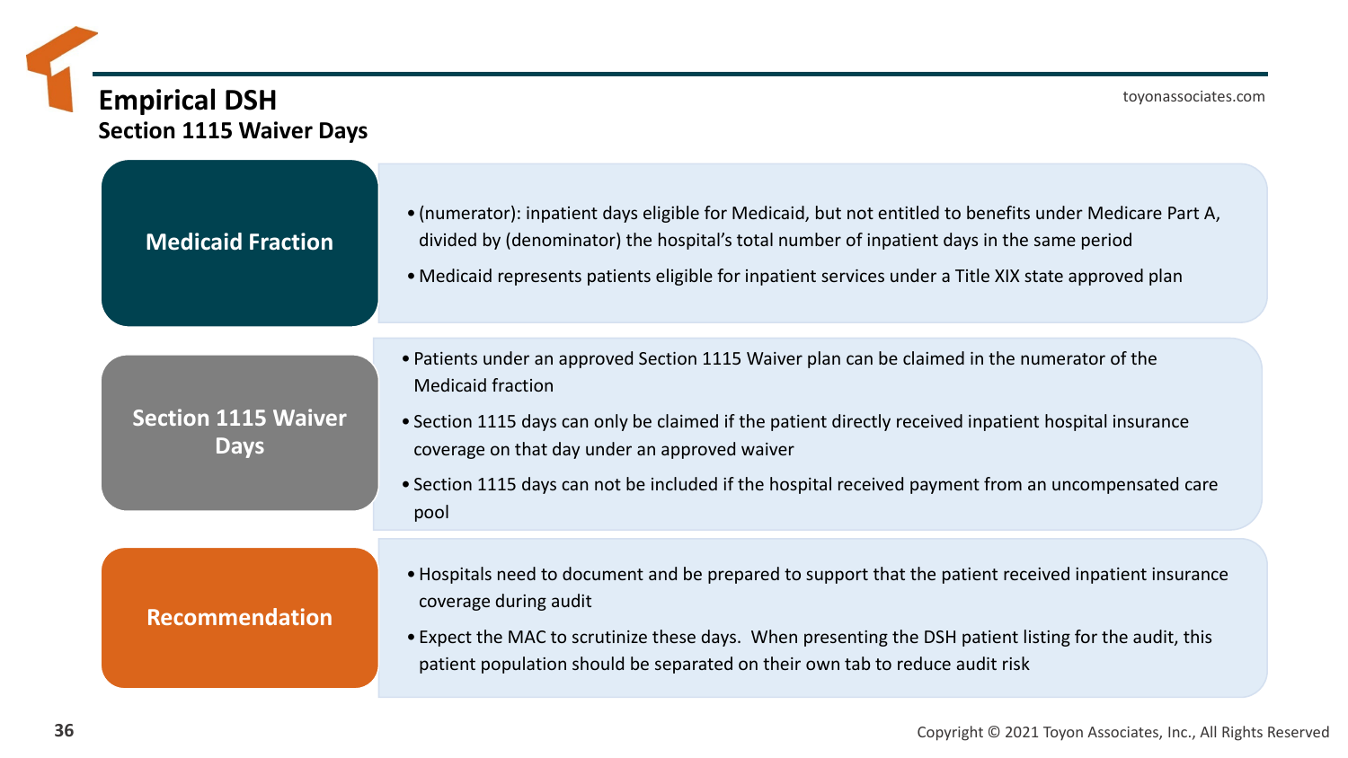# Empirical DSH

## Section 1115 Waiver Days

### Medicaid Fraction

- (numerator): inpatient days eligible for Medicaid, but not entitled to benefits under Medicare Part A, divided by (denominator) the hospital's total number of inpatient days in the same period
- Medicaid represents patients eligible for inpatient services under a Title XIX state approved plan

### Section 1115 Waiver Days

- Patients under an approved Section 1115 Waiver plan can be claimed in the numerator of the Medicaid fraction
- Section 1115 days can only be claimed if the patient directly received inpatient hospital insurance coverage on that day under an approved waiver
- Section 1115 days can not be included if the hospital received payment from an uncompensated care pool

### Recommendation

- Hospitals need to document and be prepared to support that the patient received inpatient insurance coverage during audit
- Expect the MAC to scrutinize these days. When presenting the DSH patient listing for the audit, this patient population should be separated on their own tab to reduce audit risk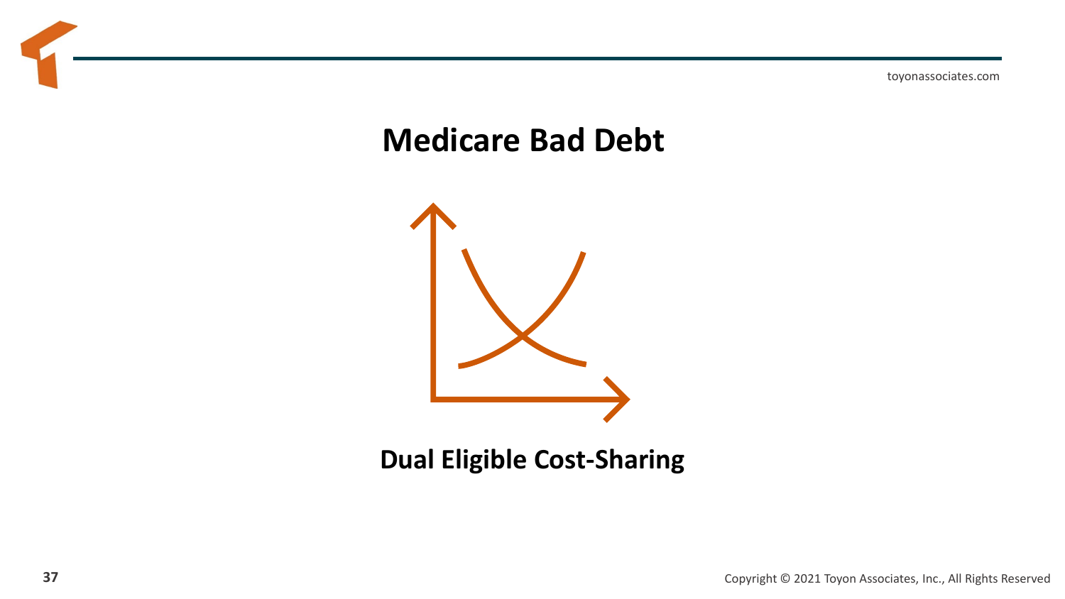# Medicare Bad Debt

## Dual Eligible Cost-Sharing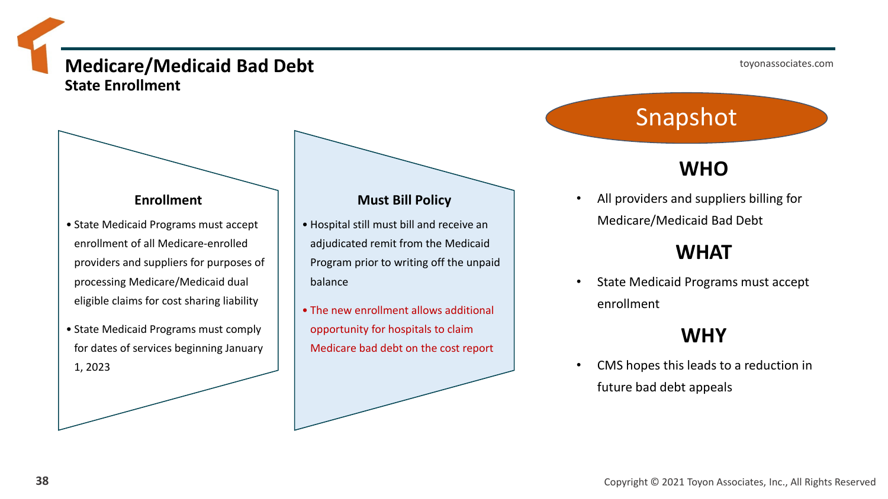# Medicare/Medicaid Bad Debt

## State Enrollment

### Enrollment

- State Medicaid Programs must accept enrollment of all Medicare-enrolled providers and suppliers for purposes of processing Medicare/Medicaid dual eligible claims for cost sharing liability
- State Medicaid Programs must comply for dates of services beginning January 1, 2023

### Must Bill Policy

- Hospital still must bill and receive an adjudicated remit from the Medicaid Program prior to writing off the unpaid balance
- The new enrollment allows additional opportunity for hospitals to claim Medicare bad debt on the cost report

### Snapshot

#### WHO

- All providers and suppliers billing for Medicare/Medicaid Bad Debt

#### WHAT

- State Medicaid Programs must accept enrollment

#### WHY

- CMS hopes this leads to a reduction in future bad debt appeals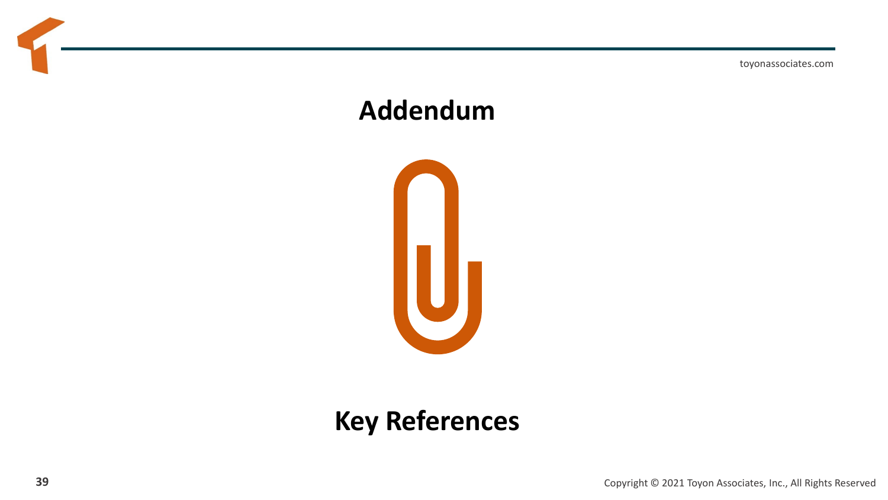# Addendum

# Key References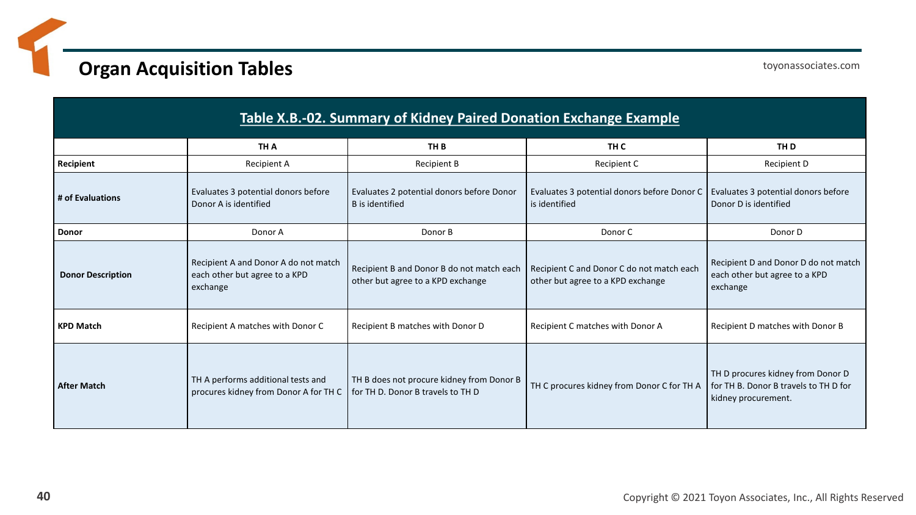# Organ Acquisition Tables

| Table X.B.-02. Summary of Kidney Paired Donation Exchange Example | | | | |
|---|---|---|---|---|
| | **TH A** | **TH B** | **TH C** | **TH D** |
| **Recipient** | Recipient A | Recipient B | Recipient C | Recipient D |
| **# of Evaluations** | Evaluates 3 potential donors before Donor A is identified | Evaluates 2 potential donors before Donor B is identified | Evaluates 3 potential donors before Donor C is identified | Evaluates 3 potential donors before Donor D is identified |
| **Donor** | Donor A | Donor B | Donor C | Donor D |
| **Donor Description** | Recipient A and Donor A do not match each other but agree to a KPD exchange | Recipient B and Donor B do not match each other but agree to a KPD exchange | Recipient C and Donor C do not match each other but agree to a KPD exchange | Recipient D and Donor D do not match each other but agree to a KPD exchange |
| **KPD Match** | Recipient A matches with Donor C | Recipient B matches with Donor D | Recipient C matches with Donor A | Recipient D matches with Donor B |
| **After Match** | TH A performs additional tests and procures kidney from Donor A for TH C | TH B does not procure kidney from Donor B for TH D. Donor B travels to TH D | TH C procures kidney from Donor C for TH A | TH D procures kidney from Donor D for TH B. Donor B travels to TH D for kidney procurement. |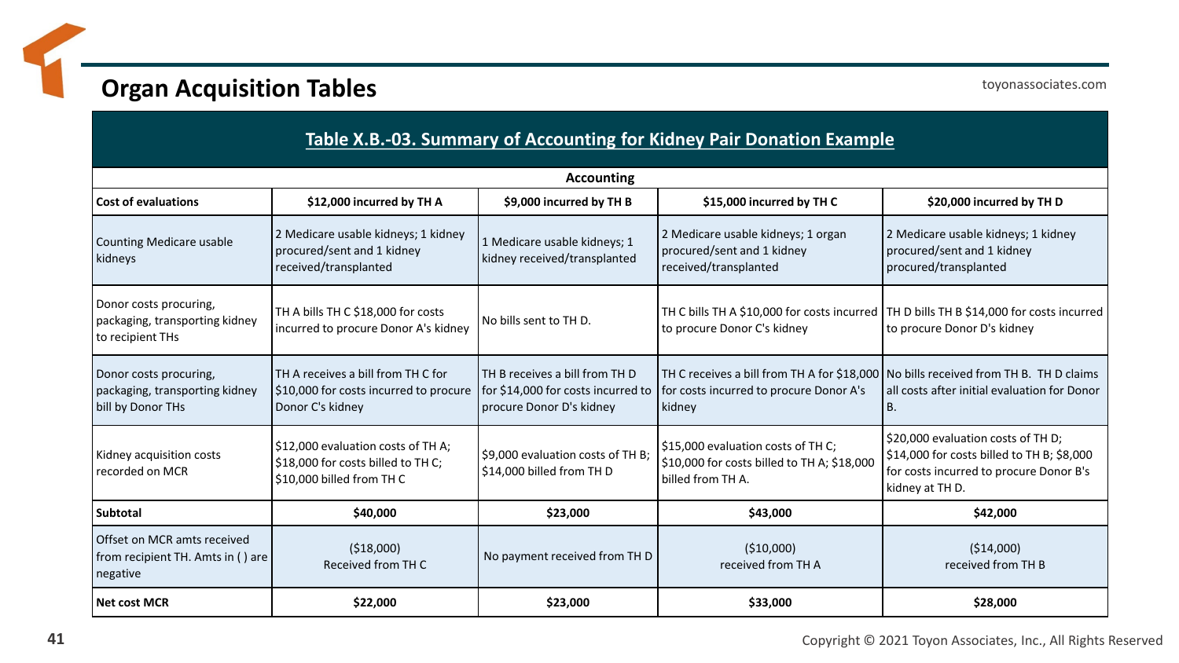# Organ Acquisition Tables

toyonassociates.com

## Table X.B.-03. Summary of Accounting for Kidney Pair Donation Example

| Accounting | | | | |
|---|---|---|---|---|
| **Cost of evaluations** | **$12,000 incurred by TH A** | **$9,000 incurred by TH B** | **$15,000 incurred by TH C** | **$20,000 incurred by TH D** |
| Counting Medicare usable kidneys | 2 Medicare usable kidneys; 1 kidney procured/sent and 1 kidney received/transplanted | 1 Medicare usable kidneys; 1 kidney received/transplanted | 2 Medicare usable kidneys; 1 organ procured/sent and 1 kidney received/transplanted | 2 Medicare usable kidneys; 1 kidney procured/sent and 1 kidney procured/transplanted |
| Donor costs procuring, packaging, transporting kidney to recipient THs | TH A bills TH C $18,000 for costs incurred to procure Donor A's kidney | No bills sent to TH D. | TH C bills TH A $10,000 for costs incurred to procure Donor C's kidney | TH D bills TH B $14,000 for costs incurred to procure Donor D's kidney |
| Donor costs procuring, packaging, transporting kidney bill by Donor THs | TH A receives a bill from TH C for $10,000 for costs incurred to procure Donor C's kidney | TH B receives a bill from TH D for $14,000 for costs incurred to procure Donor D's kidney | TH C receives a bill from TH A for $18,000 for costs incurred to procure Donor A's kidney | No bills received from TH B. TH D claims all costs after initial evaluation for Donor B. |
| Kidney acquisition costs recorded on MCR | $12,000 evaluation costs of TH A; $18,000 for costs billed to TH C; $10,000 billed from TH C | $9,000 evaluation costs of TH B; $14,000 billed from TH D | $15,000 evaluation costs of TH C; $10,000 for costs billed to TH A; $18,000 billed from TH A. | $20,000 evaluation costs of TH D; $14,000 for costs billed to TH B; $8,000 for costs incurred to procure Donor B's kidney at TH D. |
| **Subtotal** | **$40,000** | **$23,000** | **$43,000** | **$42,000** |
| Offset on MCR amts received from recipient TH. Amts in ( ) are negative | ($18,000) Received from TH C | No payment received from TH D | ($10,000) received from TH A | ($14,000) received from TH B |
| **Net cost MCR** | **$22,000** | **$23,000** | **$33,000** | **$28,000** |

Copyright © 2021 Toyon Associates, Inc., All Rights Reserved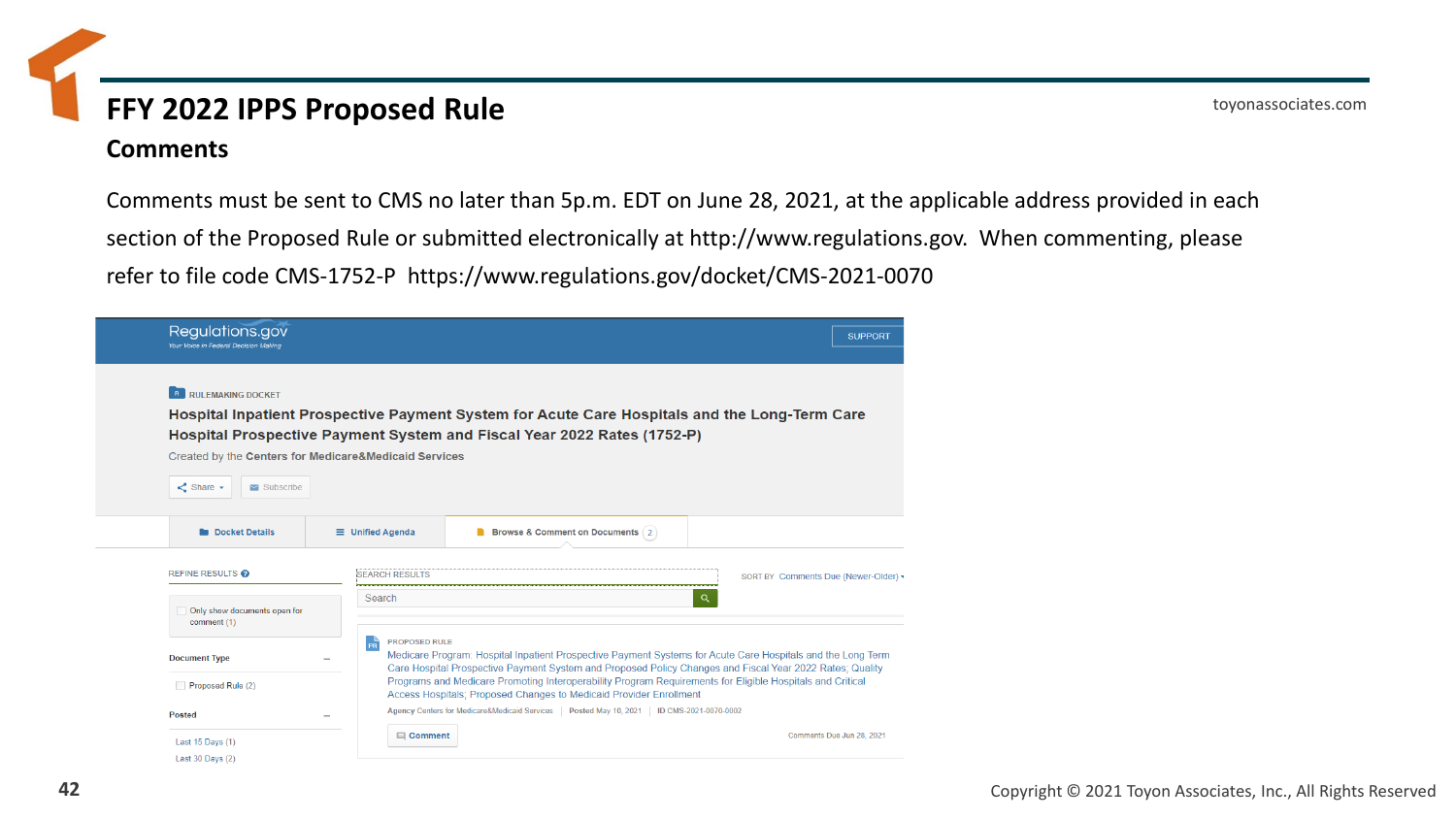# FFY 2022 IPPS Proposed Rule

## Comments

Comments must be sent to CMS no later than 5p.m. EDT on June 28, 2021, at the applicable address provided in each section of the Proposed Rule or submitted electronically at http://www.regulations.gov. When commenting, please refer to file code CMS-1752-P https://www.regulations.gov/docket/CMS-2021-0070

Regulations.gov
Your Voice in Federal Decision Making

SUPPORT

RULEMAKING DOCKET

**Hospital Inpatient Prospective Payment System for Acute Care Hospitals and the Long-Term Care Hospital Prospective Payment System and Fiscal Year 2022 Rates (1752-P)**

Created by the **Centers for Medicare&Medicaid Services**

Share | Subscribe

Docket Details | Unified Agenda | Browse & Comment on Documents (2)

REFINE RESULTS

Only show documents open for comment (1)

Document Type

Proposed Rule (2)

Posted

Last 15 Days (1)
Last 30 Days (2)

SEARCH RESULTS

Search

SORT BY Comments Due (Newer-Older)

PROPOSED RULE

Medicare Program: Hospital Inpatient Prospective Payment Systems for Acute Care Hospitals and the Long Term Care Hospital Prospective Payment System and Proposed Policy Changes and Fiscal Year 2022 Rates; Quality Programs and Medicare Promoting Interoperability Program Requirements for Eligible Hospitals and Critical Access Hospitals; Proposed Changes to Medicaid Provider Enrollment

Agency Centers for Medicare&Medicaid Services | Posted May 10, 2021 | ID CMS-2021-0070-0002

Comment

Comments Due Jun 28, 2021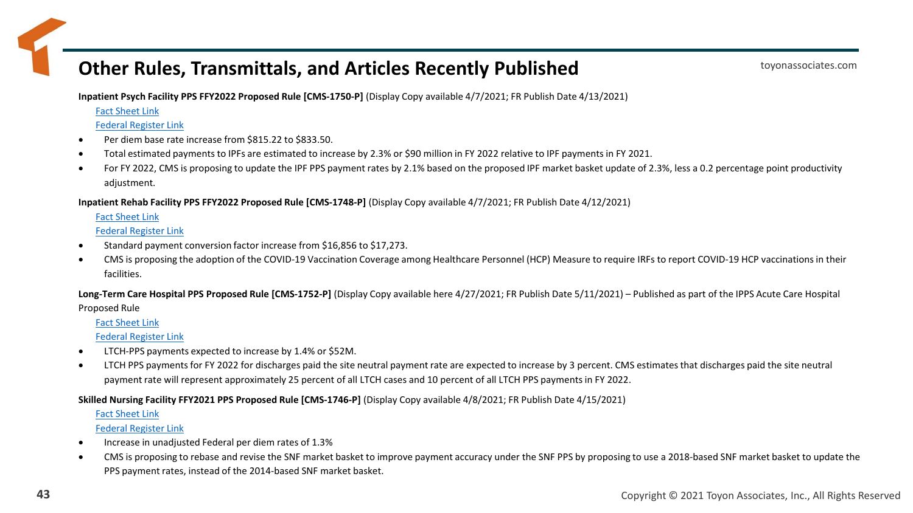# Other Rules, Transmittals, and Articles Recently Published

**Inpatient Psych Facility PPS FFY2022 Proposed Rule [CMS-1750-P]** (Display Copy available 4/7/2021; FR Publish Date 4/13/2021)

Fact Sheet Link

Federal Register Link

- Per diem base rate increase from $815.22 to $833.50.
- Total estimated payments to IPFs are estimated to increase by 2.3% or $90 million in FY 2022 relative to IPF payments in FY 2021.
- For FY 2022, CMS is proposing to update the IPF PPS payment rates by 2.1% based on the proposed IPF market basket update of 2.3%, less a 0.2 percentage point productivity adjustment.

**Inpatient Rehab Facility PPS FFY2022 Proposed Rule [CMS-1748-P]** (Display Copy available 4/7/2021; FR Publish Date 4/12/2021)

Fact Sheet Link

Federal Register Link

- Standard payment conversion factor increase from $16,856 to $17,273.
- CMS is proposing the adoption of the COVID-19 Vaccination Coverage among Healthcare Personnel (HCP) Measure to require IRFs to report COVID-19 HCP vaccinations in their facilities.

**Long-Term Care Hospital PPS Proposed Rule [CMS-1752-P]** (Display Copy available here 4/27/2021; FR Publish Date 5/11/2021) – Published as part of the IPPS Acute Care Hospital Proposed Rule

Fact Sheet Link

Federal Register Link

- LTCH-PPS payments expected to increase by 1.4% or $52M.
- LTCH PPS payments for FY 2022 for discharges paid the site neutral payment rate are expected to increase by 3 percent. CMS estimates that discharges paid the site neutral payment rate will represent approximately 25 percent of all LTCH cases and 10 percent of all LTCH PPS payments in FY 2022.

**Skilled Nursing Facility FFY2021 PPS Proposed Rule [CMS-1746-P]** (Display Copy available 4/8/2021; FR Publish Date 4/15/2021)

Fact Sheet Link

Federal Register Link

- Increase in unadjusted Federal per diem rates of 1.3%
- CMS is proposing to rebase and revise the SNF market basket to improve payment accuracy under the SNF PPS by proposing to use a 2018-based SNF market basket to update the PPS payment rates, instead of the 2014-based SNF market basket.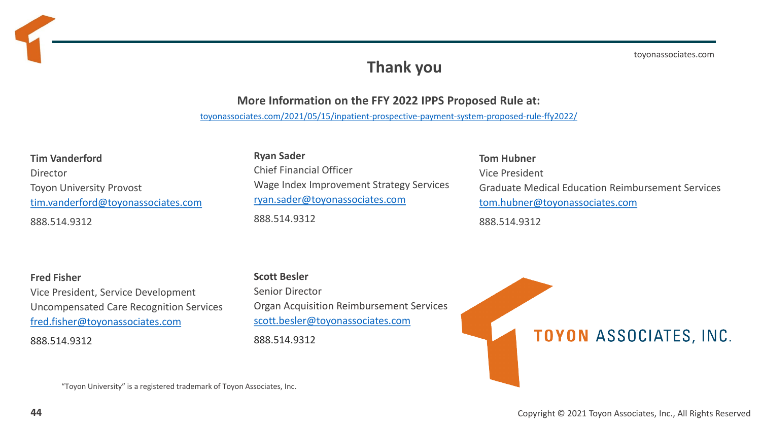# Thank you

**More Information on the FFY 2022 IPPS Proposed Rule at:**

toyonassociates.com/2021/05/15/inpatient-prospective-payment-system-proposed-rule-ffy2022/

**Tim Vanderford**
Director
Toyon University Provost
tim.vanderford@toyonassociates.com
888.514.9312

**Ryan Sader**
Chief Financial Officer
Wage Index Improvement Strategy Services
ryan.sader@toyonassociates.com
888.514.9312

**Tom Hubner**
Vice President
Graduate Medical Education Reimbursement Services
tom.hubner@toyonassociates.com
888.514.9312

**Fred Fisher**
Vice President, Service Development
Uncompensated Care Recognition Services
fred.fisher@toyonassociates.com
888.514.9312

**Scott Besler**
Senior Director
Organ Acquisition Reimbursement Services
scott.besler@toyonassociates.com
888.514.9312

TOYON ASSOCIATES, INC.

"Toyon University" is a registered trademark of Toyon Associates, Inc.

Copyright © 2021 Toyon Associates, Inc., All Rights Reserved